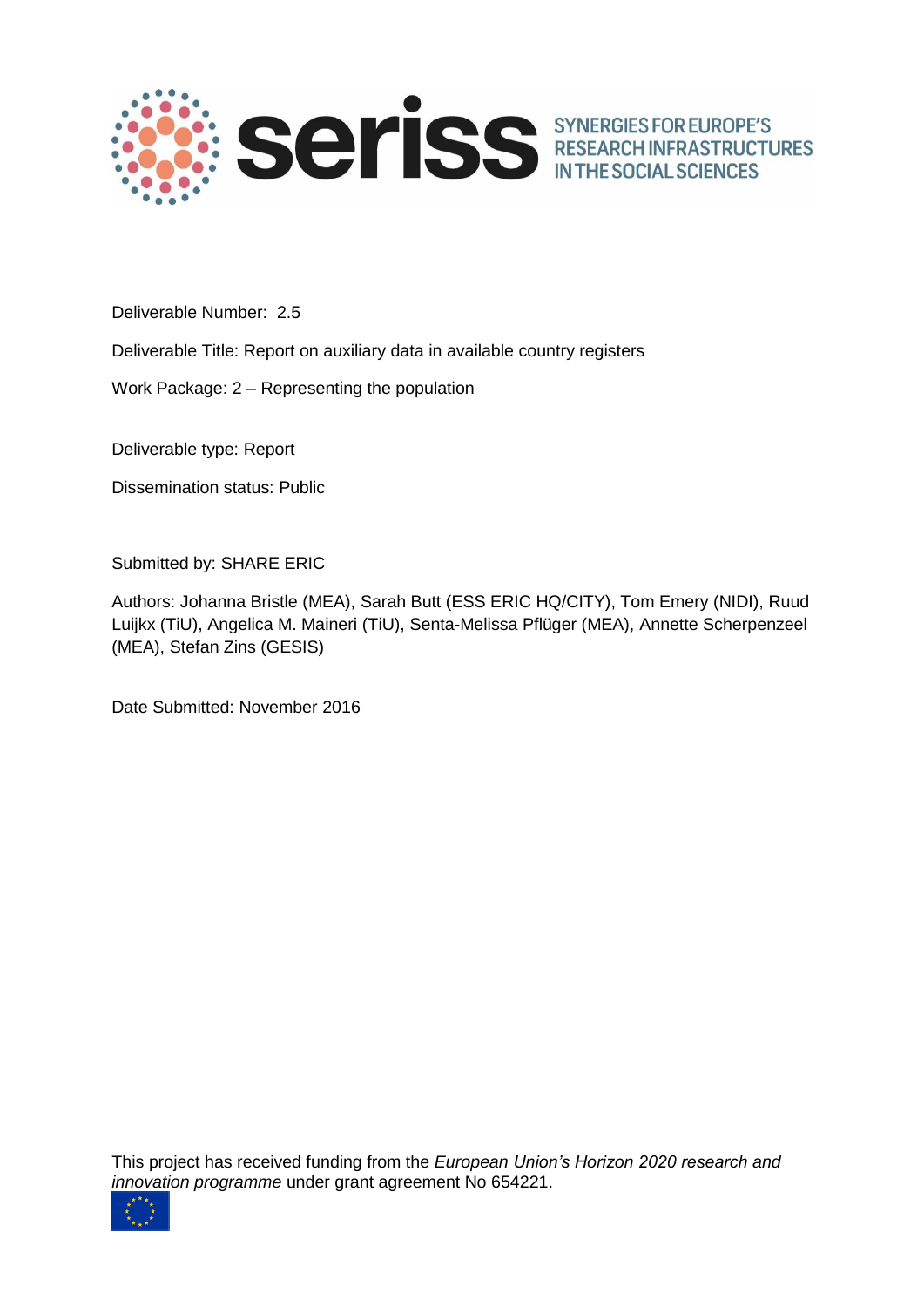seriss SYNERGIES FOR EUROPE'S RESEARCH INFRASTRUCTURES IN THE SOCIAL SCIENCES

Deliverable Number: 2.5

Deliverable Title: Report on auxiliary data in available country registers

Work Package: 2 – Representing the population

Deliverable type: Report

Dissemination status: Public

Submitted by: SHARE ERIC

Authors: Johanna Bristle (MEA), Sarah Butt (ESS ERIC HQ/CITY), Tom Emery (NIDI), Ruud Luijkx (TiU), Angelica M. Maineri (TiU), Senta-Melissa Pflüger (MEA), Annette Scherpenzeel (MEA), Stefan Zins (GESIS)

Date Submitted: November 2016

This project has received funding from the *European Union's Horizon 2020 research and innovation programme* under grant agreement No 654221.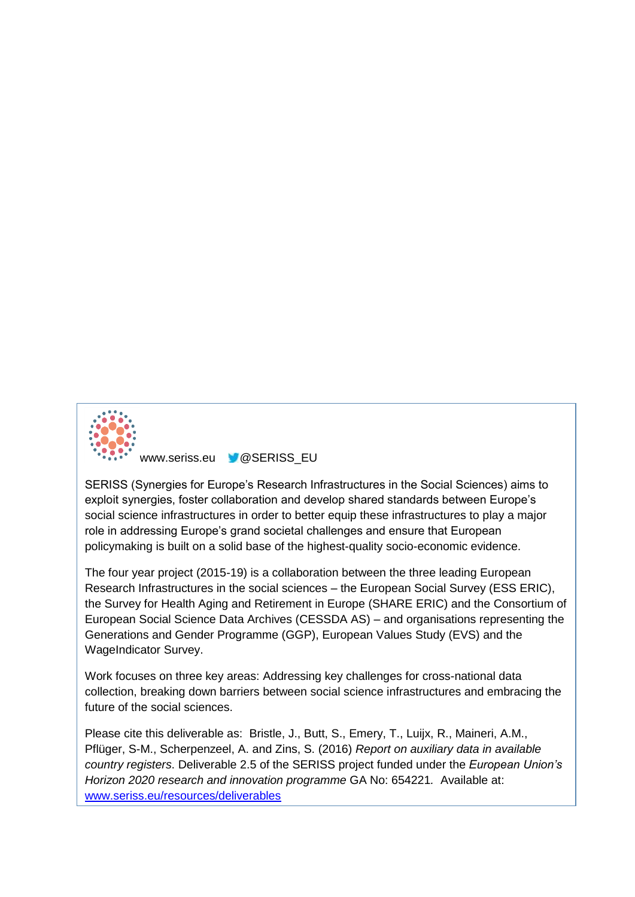www.seriss.eu @SERISS_EU

SERISS (Synergies for Europe's Research Infrastructures in the Social Sciences) aims to exploit synergies, foster collaboration and develop shared standards between Europe's social science infrastructures in order to better equip these infrastructures to play a major role in addressing Europe's grand societal challenges and ensure that European policymaking is built on a solid base of the highest-quality socio-economic evidence.

The four year project (2015-19) is a collaboration between the three leading European Research Infrastructures in the social sciences – the European Social Survey (ESS ERIC), the Survey for Health Aging and Retirement in Europe (SHARE ERIC) and the Consortium of European Social Science Data Archives (CESSDA AS) – and organisations representing the Generations and Gender Programme (GGP), European Values Study (EVS) and the WageIndicator Survey.

Work focuses on three key areas: Addressing key challenges for cross-national data collection, breaking down barriers between social science infrastructures and embracing the future of the social sciences.

Please cite this deliverable as: Bristle, J., Butt, S., Emery, T., Luijx, R., Maineri, A.M., Pflüger, S-M., Scherpenzeel, A. and Zins, S. (2016) *Report on auxiliary data in available country registers*. Deliverable 2.5 of the SERISS project funded under the *European Union's Horizon 2020 research and innovation programme* GA No: 654221. Available at: [www.seriss.eu/resources/deliverables](www.seriss.eu/resources/deliverables)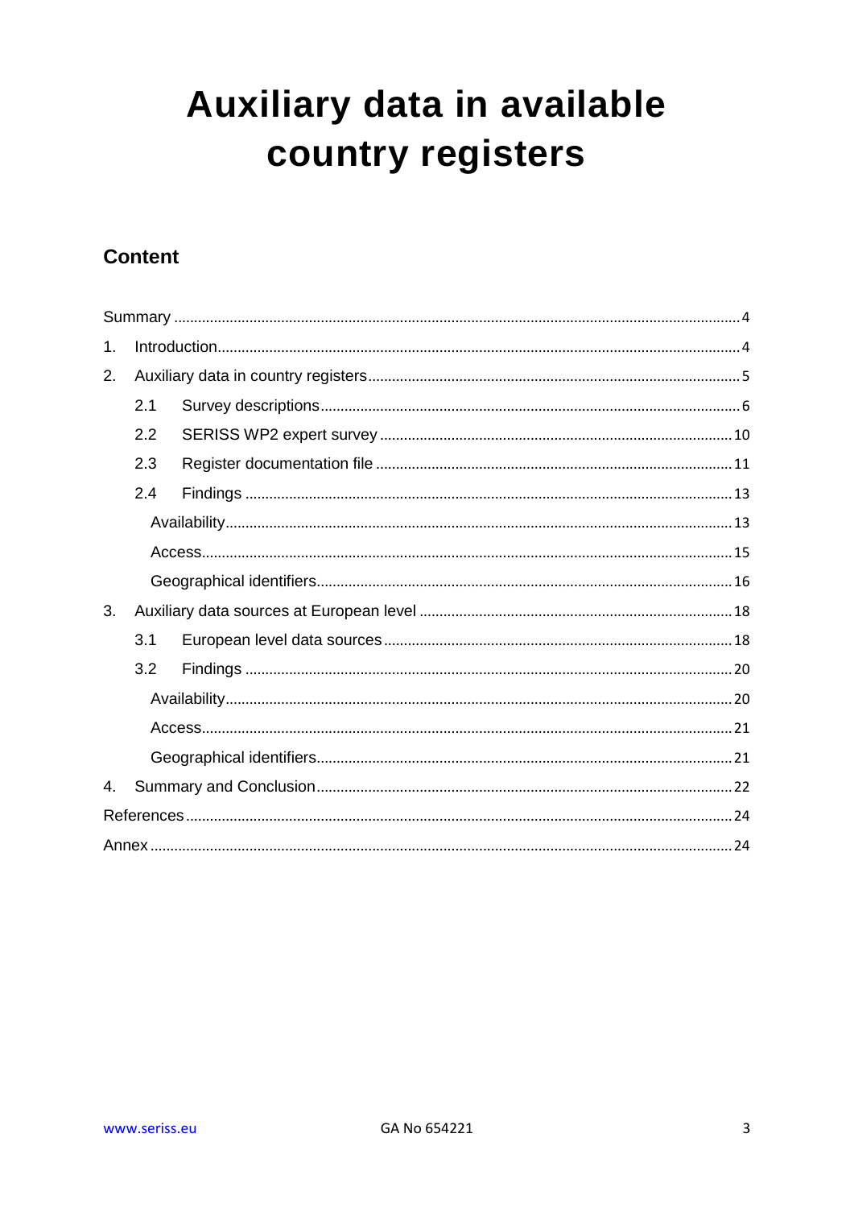# Auxiliary data in available country registers

## Content

- Summary ... 4
- 1. Introduction ... 4
- 2. Auxiliary data in country registers ... 5
  - 2.1 Survey descriptions ... 6
  - 2.2 SERISS WP2 expert survey ... 10
  - 2.3 Register documentation file ... 11
  - 2.4 Findings ... 13
    - Availability ... 13
    - Access ... 15
    - Geographical identifiers ... 16
- 3. Auxiliary data sources at European level ... 18
  - 3.1 European level data sources ... 18
  - 3.2 Findings ... 20
    - Availability ... 20
    - Access ... 21
    - Geographical identifiers ... 21
- 4. Summary and Conclusion ... 22
- References ... 24
- Annex ... 24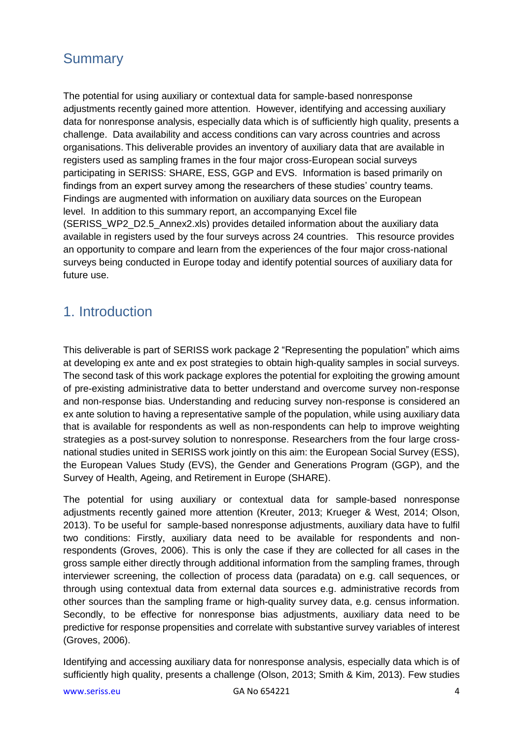## Summary

The potential for using auxiliary or contextual data for sample-based nonresponse adjustments recently gained more attention. However, identifying and accessing auxiliary data for nonresponse analysis, especially data which is of sufficiently high quality, presents a challenge. Data availability and access conditions can vary across countries and across organisations. This deliverable provides an inventory of auxiliary data that are available in registers used as sampling frames in the four major cross-European social surveys participating in SERISS: SHARE, ESS, GGP and EVS. Information is based primarily on findings from an expert survey among the researchers of these studies' country teams. Findings are augmented with information on auxiliary data sources on the European level. In addition to this summary report, an accompanying Excel file (SERISS_WP2_D2.5_Annex2.xls) provides detailed information about the auxiliary data available in registers used by the four surveys across 24 countries. This resource provides an opportunity to compare and learn from the experiences of the four major cross-national surveys being conducted in Europe today and identify potential sources of auxiliary data for future use.

## 1. Introduction

This deliverable is part of SERISS work package 2 "Representing the population" which aims at developing ex ante and ex post strategies to obtain high-quality samples in social surveys. The second task of this work package explores the potential for exploiting the growing amount of pre-existing administrative data to better understand and overcome survey non-response and non-response bias. Understanding and reducing survey non-response is considered an ex ante solution to having a representative sample of the population, while using auxiliary data that is available for respondents as well as non-respondents can help to improve weighting strategies as a post-survey solution to nonresponse. Researchers from the four large cross-national studies united in SERISS work jointly on this aim: the European Social Survey (ESS), the European Values Study (EVS), the Gender and Generations Program (GGP), and the Survey of Health, Ageing, and Retirement in Europe (SHARE).

The potential for using auxiliary or contextual data for sample-based nonresponse adjustments recently gained more attention (Kreuter, 2013; Krueger & West, 2014; Olson, 2013). To be useful for sample-based nonresponse adjustments, auxiliary data have to fulfil two conditions: Firstly, auxiliary data need to be available for respondents and non-respondents (Groves, 2006). This is only the case if they are collected for all cases in the gross sample either directly through additional information from the sampling frames, through interviewer screening, the collection of process data (paradata) on e.g. call sequences, or through using contextual data from external data sources e.g. administrative records from other sources than the sampling frame or high-quality survey data, e.g. census information. Secondly, to be effective for nonresponse bias adjustments, auxiliary data need to be predictive for response propensities and correlate with substantive survey variables of interest (Groves, 2006).

Identifying and accessing auxiliary data for nonresponse analysis, especially data which is of sufficiently high quality, presents a challenge (Olson, 2013; Smith & Kim, 2013). Few studies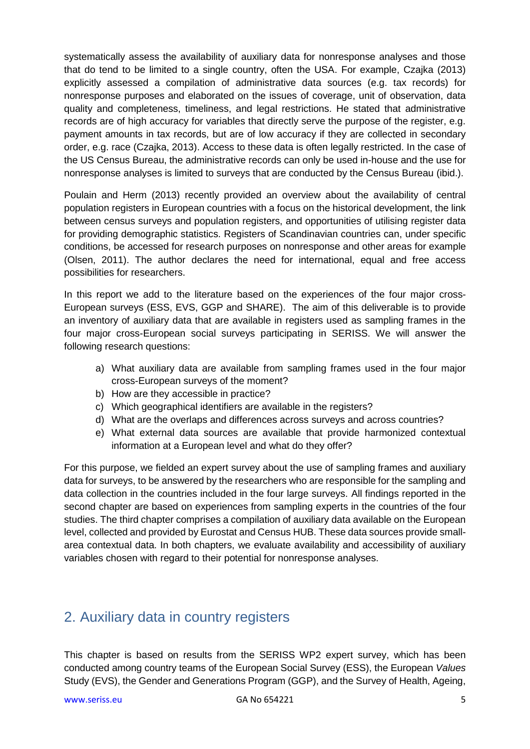systematically assess the availability of auxiliary data for nonresponse analyses and those that do tend to be limited to a single country, often the USA. For example, Czajka (2013) explicitly assessed a compilation of administrative data sources (e.g. tax records) for nonresponse purposes and elaborated on the issues of coverage, unit of observation, data quality and completeness, timeliness, and legal restrictions. He stated that administrative records are of high accuracy for variables that directly serve the purpose of the register, e.g. payment amounts in tax records, but are of low accuracy if they are collected in secondary order, e.g. race (Czajka, 2013). Access to these data is often legally restricted. In the case of the US Census Bureau, the administrative records can only be used in-house and the use for nonresponse analyses is limited to surveys that are conducted by the Census Bureau (ibid.).

Poulain and Herm (2013) recently provided an overview about the availability of central population registers in European countries with a focus on the historical development, the link between census surveys and population registers, and opportunities of utilising register data for providing demographic statistics. Registers of Scandinavian countries can, under specific conditions, be accessed for research purposes on nonresponse and other areas for example (Olsen, 2011). The author declares the need for international, equal and free access possibilities for researchers.

In this report we add to the literature based on the experiences of the four major cross-European surveys (ESS, EVS, GGP and SHARE). The aim of this deliverable is to provide an inventory of auxiliary data that are available in registers used as sampling frames in the four major cross-European social surveys participating in SERISS. We will answer the following research questions:

a) What auxiliary data are available from sampling frames used in the four major cross-European surveys of the moment?
b) How are they accessible in practice?
c) Which geographical identifiers are available in the registers?
d) What are the overlaps and differences across surveys and across countries?
e) What external data sources are available that provide harmonized contextual information at a European level and what do they offer?

For this purpose, we fielded an expert survey about the use of sampling frames and auxiliary data for surveys, to be answered by the researchers who are responsible for the sampling and data collection in the countries included in the four large surveys. All findings reported in the second chapter are based on experiences from sampling experts in the countries of the four studies. The third chapter comprises a compilation of auxiliary data available on the European level, collected and provided by Eurostat and Census HUB. These data sources provide small-area contextual data. In both chapters, we evaluate availability and accessibility of auxiliary variables chosen with regard to their potential for nonresponse analyses.

## 2. Auxiliary data in country registers

This chapter is based on results from the SERISS WP2 expert survey, which has been conducted among country teams of the European Social Survey (ESS), the European *Values* Study (EVS), the Gender and Generations Program (GGP), and the Survey of Health, Ageing,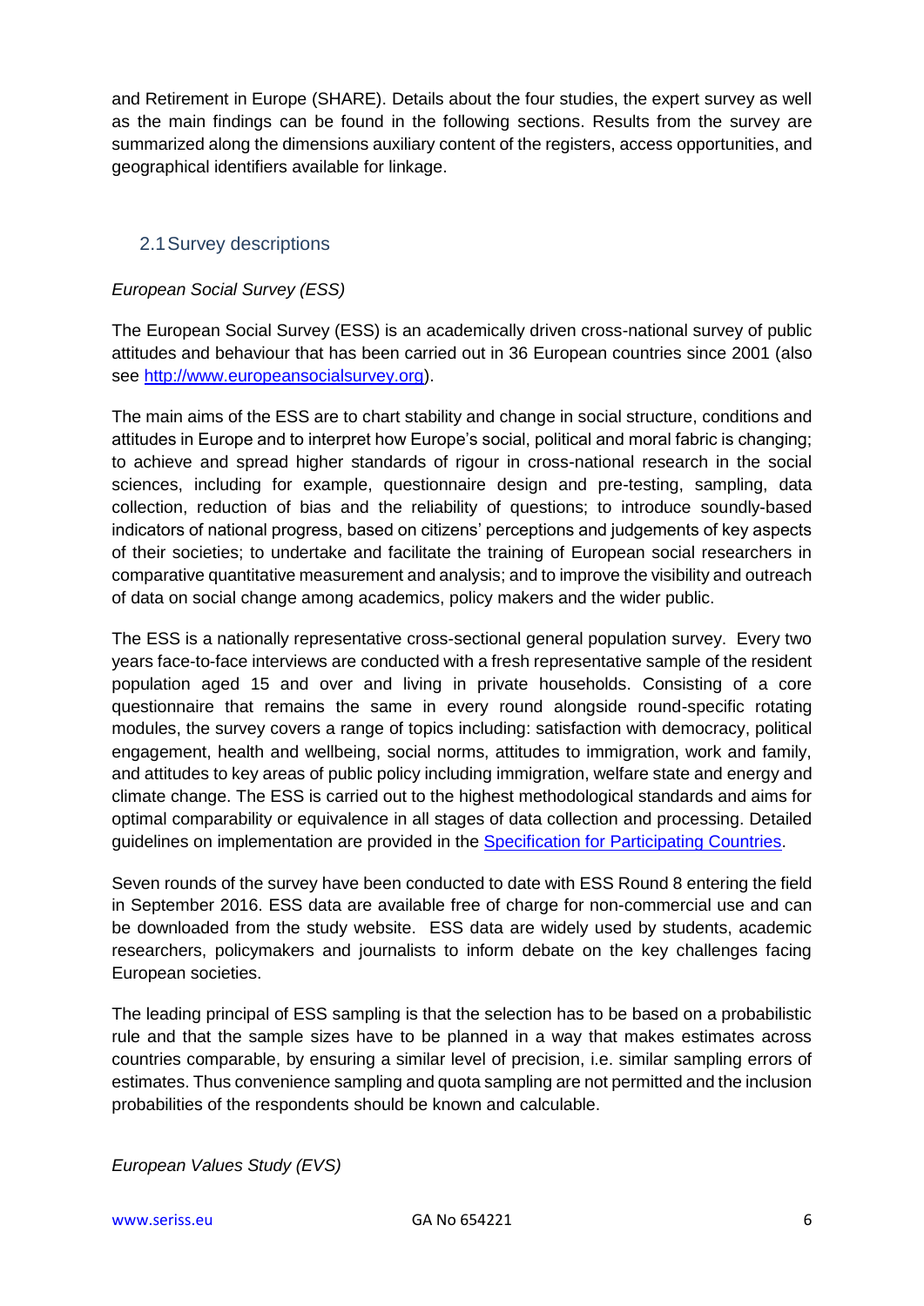and Retirement in Europe (SHARE). Details about the four studies, the expert survey as well as the main findings can be found in the following sections. Results from the survey are summarized along the dimensions auxiliary content of the registers, access opportunities, and geographical identifiers available for linkage.

## 2.1 Survey descriptions

*European Social Survey (ESS)*

The European Social Survey (ESS) is an academically driven cross-national survey of public attitudes and behaviour that has been carried out in 36 European countries since 2001 (also see [http://www.europeansocialsurvey.org](http://www.europeansocialsurvey.org)).

The main aims of the ESS are to chart stability and change in social structure, conditions and attitudes in Europe and to interpret how Europe's social, political and moral fabric is changing; to achieve and spread higher standards of rigour in cross-national research in the social sciences, including for example, questionnaire design and pre-testing, sampling, data collection, reduction of bias and the reliability of questions; to introduce soundly-based indicators of national progress, based on citizens' perceptions and judgements of key aspects of their societies; to undertake and facilitate the training of European social researchers in comparative quantitative measurement and analysis; and to improve the visibility and outreach of data on social change among academics, policy makers and the wider public.

The ESS is a nationally representative cross-sectional general population survey. Every two years face-to-face interviews are conducted with a fresh representative sample of the resident population aged 15 and over and living in private households. Consisting of a core questionnaire that remains the same in every round alongside round-specific rotating modules, the survey covers a range of topics including: satisfaction with democracy, political engagement, health and wellbeing, social norms, attitudes to immigration, work and family, and attitudes to key areas of public policy including immigration, welfare state and energy and climate change. The ESS is carried out to the highest methodological standards and aims for optimal comparability or equivalence in all stages of data collection and processing. Detailed guidelines on implementation are provided in the Specification for Participating Countries.

Seven rounds of the survey have been conducted to date with ESS Round 8 entering the field in September 2016. ESS data are available free of charge for non-commercial use and can be downloaded from the study website. ESS data are widely used by students, academic researchers, policymakers and journalists to inform debate on the key challenges facing European societies.

The leading principal of ESS sampling is that the selection has to be based on a probabilistic rule and that the sample sizes have to be planned in a way that makes estimates across countries comparable, by ensuring a similar level of precision, i.e. similar sampling errors of estimates. Thus convenience sampling and quota sampling are not permitted and the inclusion probabilities of the respondents should be known and calculable.

*European Values Study (EVS)*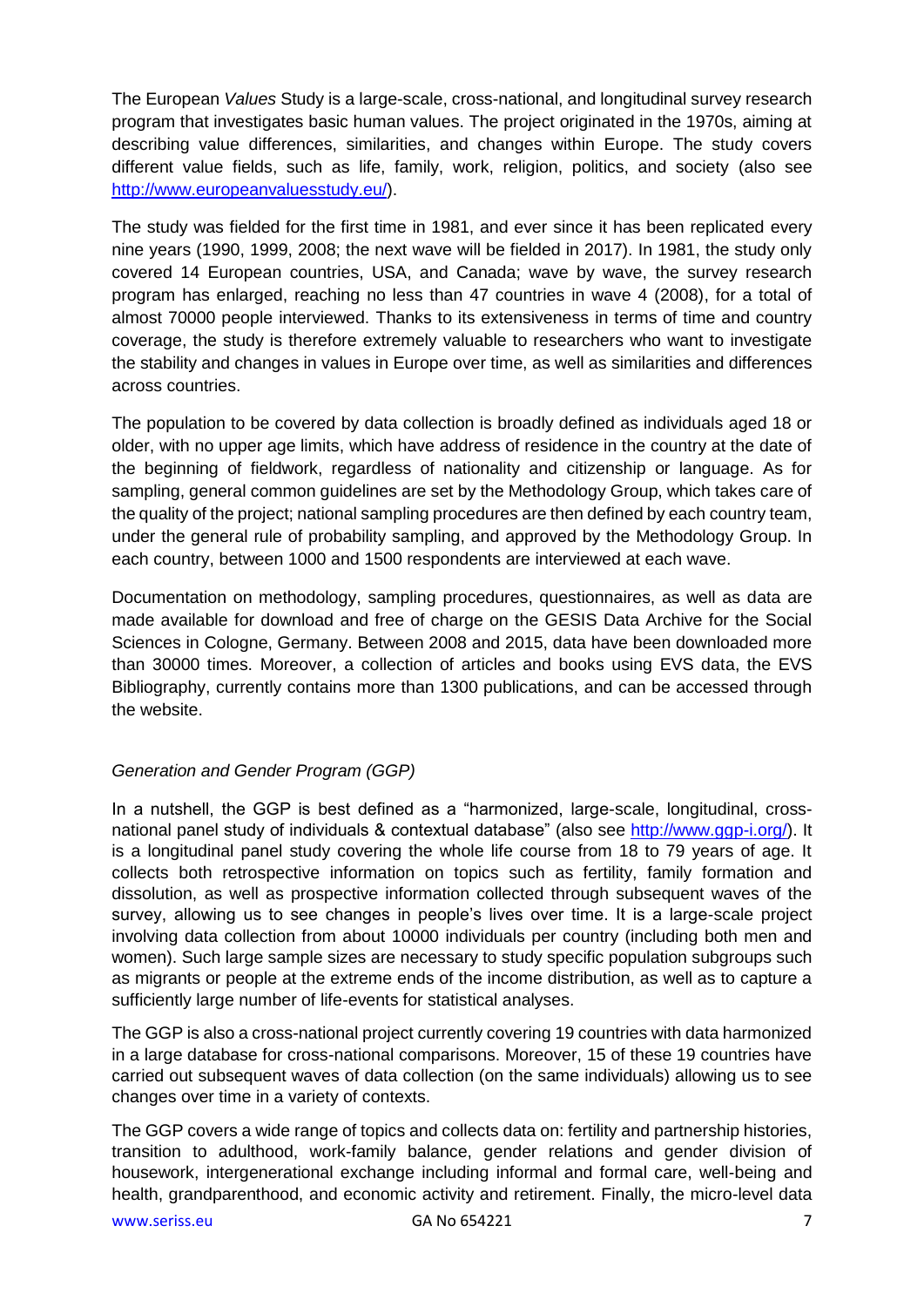The European *Values* Study is a large-scale, cross-national, and longitudinal survey research program that investigates basic human values. The project originated in the 1970s, aiming at describing value differences, similarities, and changes within Europe. The study covers different value fields, such as life, family, work, religion, politics, and society (also see http://www.europeanvaluesstudy.eu/).

The study was fielded for the first time in 1981, and ever since it has been replicated every nine years (1990, 1999, 2008; the next wave will be fielded in 2017). In 1981, the study only covered 14 European countries, USA, and Canada; wave by wave, the survey research program has enlarged, reaching no less than 47 countries in wave 4 (2008), for a total of almost 70000 people interviewed. Thanks to its extensiveness in terms of time and country coverage, the study is therefore extremely valuable to researchers who want to investigate the stability and changes in values in Europe over time, as well as similarities and differences across countries.

The population to be covered by data collection is broadly defined as individuals aged 18 or older, with no upper age limits, which have address of residence in the country at the date of the beginning of fieldwork, regardless of nationality and citizenship or language. As for sampling, general common guidelines are set by the Methodology Group, which takes care of the quality of the project; national sampling procedures are then defined by each country team, under the general rule of probability sampling, and approved by the Methodology Group. In each country, between 1000 and 1500 respondents are interviewed at each wave.

Documentation on methodology, sampling procedures, questionnaires, as well as data are made available for download and free of charge on the GESIS Data Archive for the Social Sciences in Cologne, Germany. Between 2008 and 2015, data have been downloaded more than 30000 times. Moreover, a collection of articles and books using EVS data, the EVS Bibliography, currently contains more than 1300 publications, and can be accessed through the website.

*Generation and Gender Program (GGP)*

In a nutshell, the GGP is best defined as a "harmonized, large-scale, longitudinal, cross-national panel study of individuals & contextual database" (also see http://www.ggp-i.org/). It is a longitudinal panel study covering the whole life course from 18 to 79 years of age. It collects both retrospective information on topics such as fertility, family formation and dissolution, as well as prospective information collected through subsequent waves of the survey, allowing us to see changes in people's lives over time. It is a large-scale project involving data collection from about 10000 individuals per country (including both men and women). Such large sample sizes are necessary to study specific population subgroups such as migrants or people at the extreme ends of the income distribution, as well as to capture a sufficiently large number of life-events for statistical analyses.

The GGP is also a cross-national project currently covering 19 countries with data harmonized in a large database for cross-national comparisons. Moreover, 15 of these 19 countries have carried out subsequent waves of data collection (on the same individuals) allowing us to see changes over time in a variety of contexts.

The GGP covers a wide range of topics and collects data on: fertility and partnership histories, transition to adulthood, work-family balance, gender relations and gender division of housework, intergenerational exchange including informal and formal care, well-being and health, grandparenthood, and economic activity and retirement. Finally, the micro-level data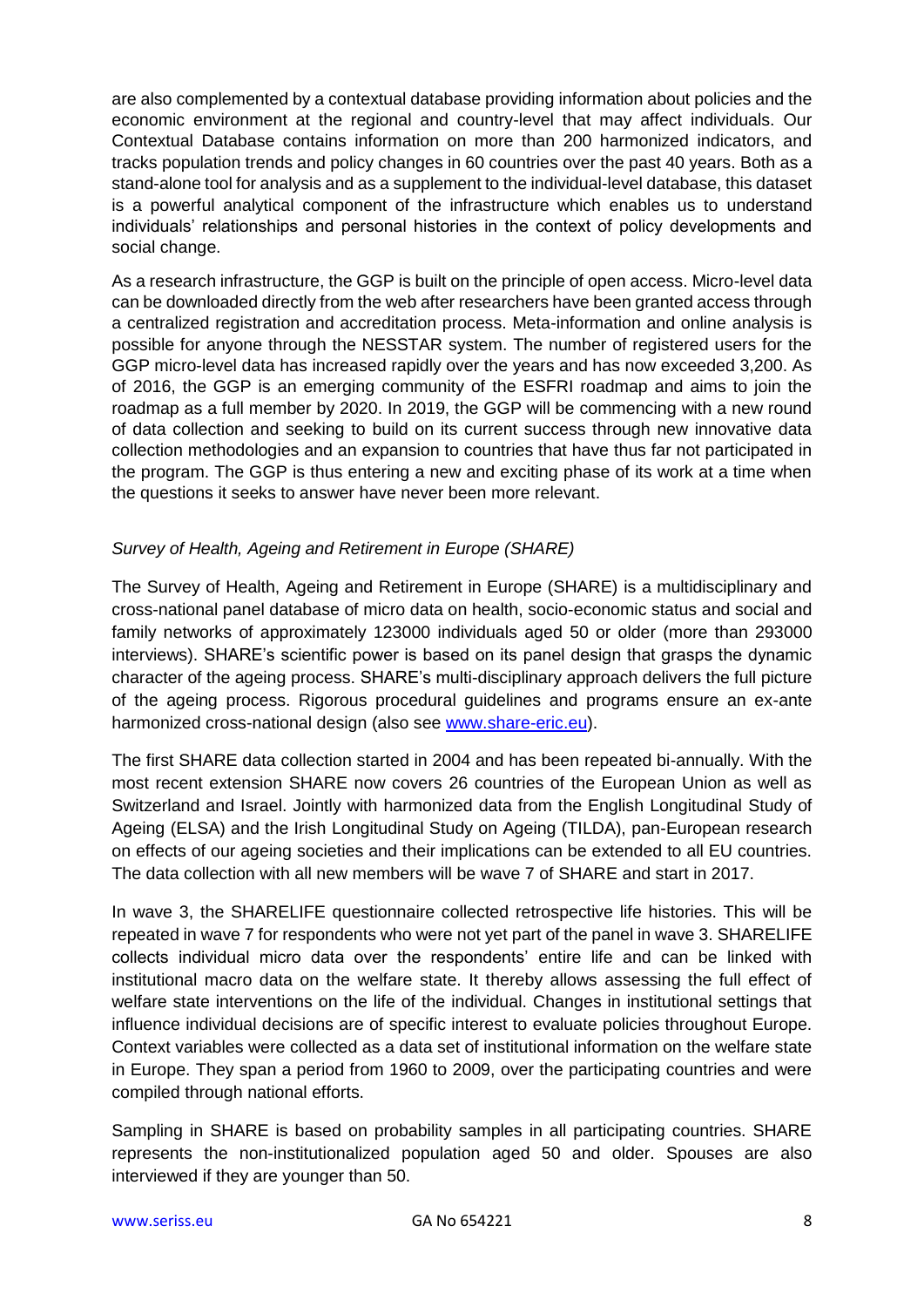are also complemented by a contextual database providing information about policies and the economic environment at the regional and country-level that may affect individuals. Our Contextual Database contains information on more than 200 harmonized indicators, and tracks population trends and policy changes in 60 countries over the past 40 years. Both as a stand-alone tool for analysis and as a supplement to the individual-level database, this dataset is a powerful analytical component of the infrastructure which enables us to understand individuals' relationships and personal histories in the context of policy developments and social change.

As a research infrastructure, the GGP is built on the principle of open access. Micro-level data can be downloaded directly from the web after researchers have been granted access through a centralized registration and accreditation process. Meta-information and online analysis is possible for anyone through the NESSTAR system. The number of registered users for the GGP micro-level data has increased rapidly over the years and has now exceeded 3,200. As of 2016, the GGP is an emerging community of the ESFRI roadmap and aims to join the roadmap as a full member by 2020. In 2019, the GGP will be commencing with a new round of data collection and seeking to build on its current success through new innovative data collection methodologies and an expansion to countries that have thus far not participated in the program. The GGP is thus entering a new and exciting phase of its work at a time when the questions it seeks to answer have never been more relevant.

*Survey of Health, Ageing and Retirement in Europe (SHARE)*

The Survey of Health, Ageing and Retirement in Europe (SHARE) is a multidisciplinary and cross-national panel database of micro data on health, socio-economic status and social and family networks of approximately 123000 individuals aged 50 or older (more than 293000 interviews). SHARE's scientific power is based on its panel design that grasps the dynamic character of the ageing process. SHARE's multi-disciplinary approach delivers the full picture of the ageing process. Rigorous procedural guidelines and programs ensure an ex-ante harmonized cross-national design (also see [www.share-eric.eu](www.share-eric.eu)).

The first SHARE data collection started in 2004 and has been repeated bi-annually. With the most recent extension SHARE now covers 26 countries of the European Union as well as Switzerland and Israel. Jointly with harmonized data from the English Longitudinal Study of Ageing (ELSA) and the Irish Longitudinal Study on Ageing (TILDA), pan-European research on effects of our ageing societies and their implications can be extended to all EU countries. The data collection with all new members will be wave 7 of SHARE and start in 2017.

In wave 3, the SHARELIFE questionnaire collected retrospective life histories. This will be repeated in wave 7 for respondents who were not yet part of the panel in wave 3. SHARELIFE collects individual micro data over the respondents' entire life and can be linked with institutional macro data on the welfare state. It thereby allows assessing the full effect of welfare state interventions on the life of the individual. Changes in institutional settings that influence individual decisions are of specific interest to evaluate policies throughout Europe. Context variables were collected as a data set of institutional information on the welfare state in Europe. They span a period from 1960 to 2009, over the participating countries and were compiled through national efforts.

Sampling in SHARE is based on probability samples in all participating countries. SHARE represents the non-institutionalized population aged 50 and older. Spouses are also interviewed if they are younger than 50.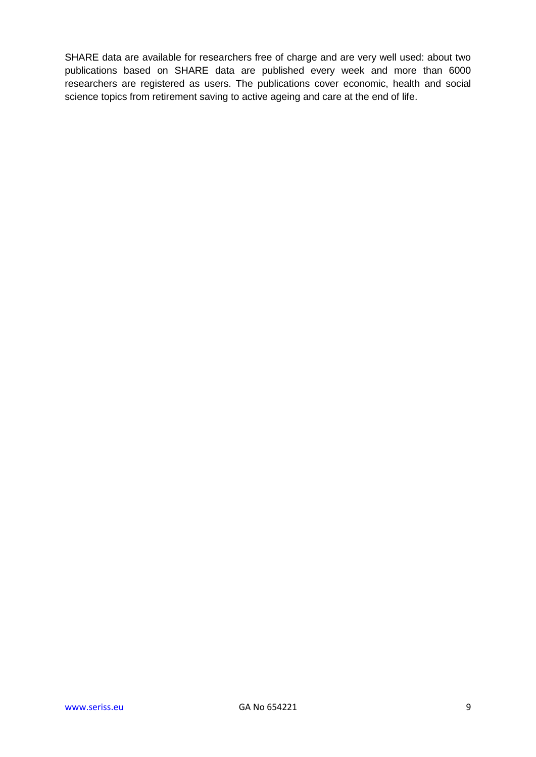SHARE data are available for researchers free of charge and are very well used: about two publications based on SHARE data are published every week and more than 6000 researchers are registered as users. The publications cover economic, health and social science topics from retirement saving to active ageing and care at the end of life.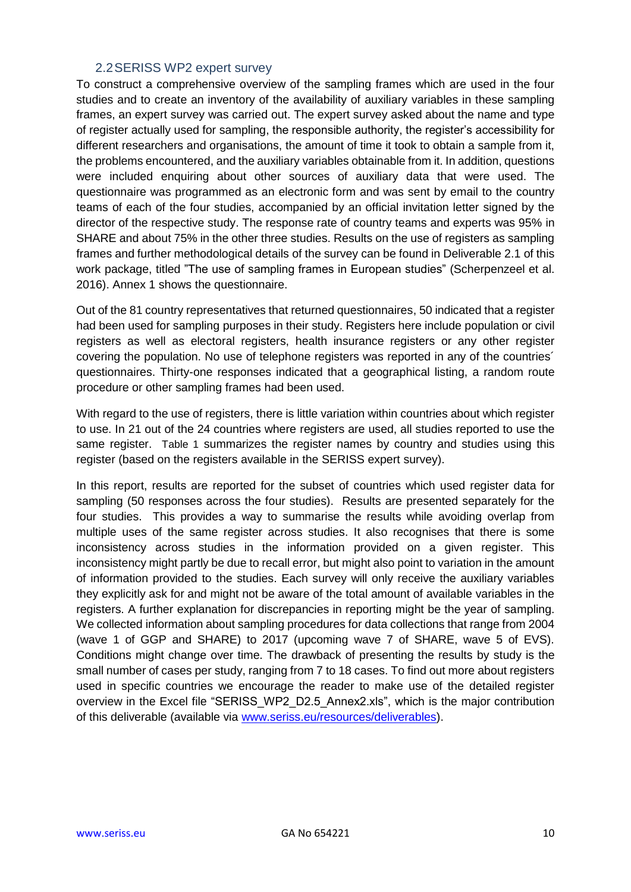### 2.2 SERISS WP2 expert survey

To construct a comprehensive overview of the sampling frames which are used in the four studies and to create an inventory of the availability of auxiliary variables in these sampling frames, an expert survey was carried out. The expert survey asked about the name and type of register actually used for sampling, the responsible authority, the register's accessibility for different researchers and organisations, the amount of time it took to obtain a sample from it, the problems encountered, and the auxiliary variables obtainable from it. In addition, questions were included enquiring about other sources of auxiliary data that were used. The questionnaire was programmed as an electronic form and was sent by email to the country teams of each of the four studies, accompanied by an official invitation letter signed by the director of the respective study. The response rate of country teams and experts was 95% in SHARE and about 75% in the other three studies. Results on the use of registers as sampling frames and further methodological details of the survey can be found in Deliverable 2.1 of this work package, titled "The use of sampling frames in European studies" (Scherpenzeel et al. 2016). Annex 1 shows the questionnaire.

Out of the 81 country representatives that returned questionnaires, 50 indicated that a register had been used for sampling purposes in their study. Registers here include population or civil registers as well as electoral registers, health insurance registers or any other register covering the population. No use of telephone registers was reported in any of the countries´ questionnaires. Thirty-one responses indicated that a geographical listing, a random route procedure or other sampling frames had been used.

With regard to the use of registers, there is little variation within countries about which register to use. In 21 out of the 24 countries where registers are used, all studies reported to use the same register. Table 1 summarizes the register names by country and studies using this register (based on the registers available in the SERISS expert survey).

In this report, results are reported for the subset of countries which used register data for sampling (50 responses across the four studies). Results are presented separately for the four studies. This provides a way to summarise the results while avoiding overlap from multiple uses of the same register across studies. It also recognises that there is some inconsistency across studies in the information provided on a given register. This inconsistency might partly be due to recall error, but might also point to variation in the amount of information provided to the studies. Each survey will only receive the auxiliary variables they explicitly ask for and might not be aware of the total amount of available variables in the registers. A further explanation for discrepancies in reporting might be the year of sampling. We collected information about sampling procedures for data collections that range from 2004 (wave 1 of GGP and SHARE) to 2017 (upcoming wave 7 of SHARE, wave 5 of EVS). Conditions might change over time. The drawback of presenting the results by study is the small number of cases per study, ranging from 7 to 18 cases. To find out more about registers used in specific countries we encourage the reader to make use of the detailed register overview in the Excel file "SERISS_WP2_D2.5_Annex2.xls", which is the major contribution of this deliverable (available via [www.seriss.eu/resources/deliverables](www.seriss.eu/resources/deliverables)).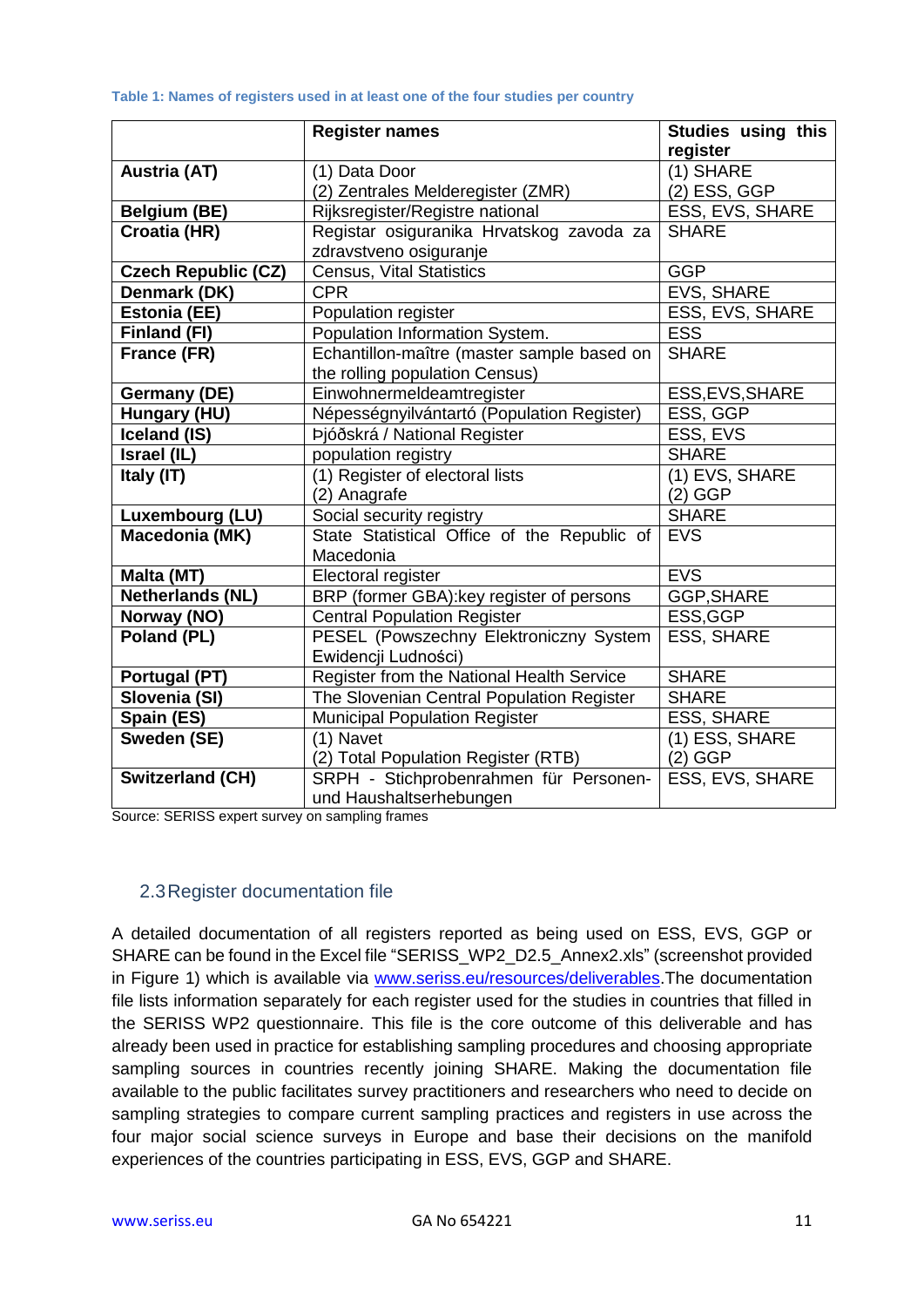**Table 1: Names of registers used in at least one of the four studies per country**

| | Register names | Studies using this register |
|---|---|---|
| **Austria (AT)** | (1) Data Door<br>(2) Zentrales Melderegister (ZMR) | (1) SHARE<br>(2) ESS, GGP |
| **Belgium (BE)** | Rijksregister/Registre national | ESS, EVS, SHARE |
| **Croatia (HR)** | Registar osiguranika Hrvatskog zavoda za zdravstveno osiguranje | SHARE |
| **Czech Republic (CZ)** | Census, Vital Statistics | GGP |
| **Denmark (DK)** | CPR | EVS, SHARE |
| **Estonia (EE)** | Population register | ESS, EVS, SHARE |
| **Finland (FI)** | Population Information System. | ESS |
| **France (FR)** | Echantillon-maître (master sample based on the rolling population Census) | SHARE |
| **Germany (DE)** | Einwohnermeldeamtregister | ESS,EVS,SHARE |
| **Hungary (HU)** | Népességnyilvántartó (Population Register) | ESS, GGP |
| **Iceland (IS)** | Þjóðskrá / National Register | ESS, EVS |
| **Israel (IL)** | population registry | SHARE |
| **Italy (IT)** | (1) Register of electoral lists<br>(2) Anagrafe | (1) EVS, SHARE<br>(2) GGP |
| **Luxembourg (LU)** | Social security registry | SHARE |
| **Macedonia (MK)** | State Statistical Office of the Republic of Macedonia | EVS |
| **Malta (MT)** | Electoral register | EVS |
| **Netherlands (NL)** | BRP (former GBA):key register of persons | GGP,SHARE |
| **Norway (NO)** | Central Population Register | ESS,GGP |
| **Poland (PL)** | PESEL (Powszechny Elektroniczny System Ewidencji Ludności) | ESS, SHARE |
| **Portugal (PT)** | Register from the National Health Service | SHARE |
| **Slovenia (SI)** | The Slovenian Central Population Register | SHARE |
| **Spain (ES)** | Municipal Population Register | ESS, SHARE |
| **Sweden (SE)** | (1) Navet<br>(2) Total Population Register (RTB) | (1) ESS, SHARE<br>(2) GGP |
| **Switzerland (CH)** | SRPH - Stichprobenrahmen für Personen- und Haushaltserhebungen | ESS, EVS, SHARE |

Source: SERISS expert survey on sampling frames

## 2.3 Register documentation file

A detailed documentation of all registers reported as being used on ESS, EVS, GGP or SHARE can be found in the Excel file "SERISS_WP2_D2.5_Annex2.xls" (screenshot provided in Figure 1) which is available via www.seriss.eu/resources/deliverables. The documentation file lists information separately for each register used for the studies in countries that filled in the SERISS WP2 questionnaire. This file is the core outcome of this deliverable and has already been used in practice for establishing sampling procedures and choosing appropriate sampling sources in countries recently joining SHARE. Making the documentation file available to the public facilitates survey practitioners and researchers who need to decide on sampling strategies to compare current sampling practices and registers in use across the four major social science surveys in Europe and base their decisions on the manifold experiences of the countries participating in ESS, EVS, GGP and SHARE.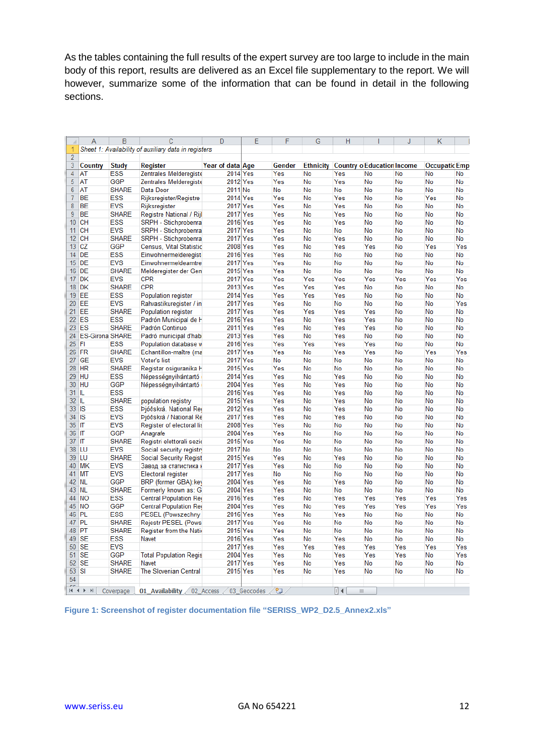As the tables containing the full results of the expert survey are too large to include in the main body of this report, results are delivered as an Excel file supplementary to the report. We will however, summarize some of the information that can be found in detail in the following sections.

*Sheet 1: Availability of auxiliary data in registers*

| Country | Study | Register | Year of data | Age | Gender | Ethnicity | Country o | Education | Income | Occupatic | Emp |
|---|---|---|---|---|---|---|---|---|---|---|---|
| AT | ESS | Zentrales Melderegiste | 2014 | Yes | Yes | No | Yes | No | No | No | No |
| AT | GGP | Zentrales Melderegiste | 2012 | Yes | Yes | No | Yes | No | No | No | No |
| AT | SHARE | Data Door | 2011 | No | No | No | No | No | No | No | No |
| BE | ESS | Rijksregister/Registre | 2014 | Yes | Yes | No | Yes | No | No | Yes | No |
| BE | EVS | Rijksregister | 2017 | Yes | Yes | No | Yes | No | No | No | No |
| BE | SHARE | Registre National / Rijl | 2017 | Yes | Yes | No | Yes | No | No | No | No |
| CH | ESS | SRPH - Stichprobenra | 2016 | Yes | Yes | No | Yes | No | No | No | No |
| CH | EVS | SRPH - Stichprobenra | 2017 | Yes | Yes | No | No | No | No | No | No |
| CH | SHARE | SRPH - Stichprobenra | 2017 | Yes | Yes | No | Yes | No | No | No | No |
| CZ | GGP | Census, Vital Statistic | 2008 | Yes | Yes | No | Yes | Yes | No | Yes | Yes |
| DE | ESS | Einwohnermelderegist | 2016 | Yes | Yes | No | No | No | No | No | No |
| DE | EVS | Einwohnermeldeamtre | 2017 | Yes | Yes | No | No | No | No | No | No |
| DE | SHARE | Melderegister der Gen | 2015 | Yes | Yes | No | No | No | No | No | No |
| DK | EVS | CPR | 2017 | Yes | Yes | Yes | Yes | Yes | Yes | Yes | Yes |
| DK | SHARE | CPR | 2013 | Yes | Yes | Yes | Yes | No | No | No | No |
| EE | ESS | Population register | 2014 | Yes | Yes | Yes | Yes | No | No | No | No |
| EE | EVS | Rahvastikuregister / in | 2017 | Yes | Yes | No | No | No | No | No | Yes |
| EE | SHARE | Population register | 2017 | Yes | Yes | Yes | Yes | Yes | No | No | No |
| ES | ESS | Padrón Municipal de H | 2016 | Yes | Yes | No | Yes | Yes | No | No | No |
| ES | SHARE | Padrón Continuo | 2011 | Yes | Yes | No | Yes | Yes | No | No | No |
| ES-Girona | SHARE | Padró municipal d'hab | 2013 | Yes | Yes | No | Yes | No | No | No | No |
| FI | ESS | Population database w | 2016 | Yes | Yes | Yes | Yes | Yes | No | No | No |
| FR | SHARE | Echantillon-maître (ma | 2017 | Yes | Yes | No | Yes | Yes | No | Yes | Yes |
| GE | EVS | Voter's list | 2017 | Yes | No | No | No | No | No | No | No |
| HR | SHARE | Registar osiguranika H | 2015 | Yes | Yes | No | No | No | No | No | No |
| HU | ESS | Népességnyilvántartó | 2014 | Yes | Yes | No | Yes | No | No | No | No |
| HU | GGP | Népességnyilvántartó | 2004 | Yes | Yes | No | Yes | No | No | No | No |
| IL | ESS | | 2016 | Yes | Yes | No | Yes | No | No | No | No |
| IL | SHARE | population registry | 2015 | Yes | Yes | No | Yes | No | No | No | No |
| IS | ESS | Þjóðskrá. National Re | 2012 | Yes | Yes | No | Yes | No | No | No | No |
| IS | EVS | Þjóðskrá / National Re | 2017 | Yes | Yes | No | Yes | No | No | No | No |
| IT | EVS | Register of electoral lis | 2008 | Yes | Yes | No | No | No | No | No | No |
| IT | GGP | Anagrafe | 2004 | Yes | Yes | No | No | No | No | No | No |
| IT | SHARE | Registri elettorali sezic | 2015 | Yes | Yes | No | No | No | No | No | No |
| LU | EVS | Social security registr | 2017 | No | No | No | No | No | No | No | No |
| LU | SHARE | Social Security Regist | 2015 | Yes | Yes | No | Yes | No | No | No | No |
| MK | EVS | Завод за статистика | 2017 | Yes | Yes | No | No | No | No | No | No |
| MT | EVS | Electoral register | 2017 | Yes | No | No | No | No | No | No | No |
| NL | GGP | BRP (former GBA):key | 2004 | Yes | Yes | No | Yes | No | No | No | No |
| NL | SHARE | Formerly known as: G | 2004 | Yes | Yes | No | No | No | No | No | No |
| NO | ESS | Central Population Re | 2016 | Yes | Yes | No | Yes | Yes | Yes | Yes | Yes |
| NO | GGP | Central Population Re | 2004 | Yes | Yes | No | Yes | Yes | Yes | Yes | Yes |
| PL | ESS | PESEL (Powszechny | 2016 | Yes | Yes | No | Yes | No | No | No | No |
| PL | SHARE | Rejestr PESEL (Pows | 2017 | Yes | Yes | No | No | No | No | No | No |
| PT | SHARE | Register from the Nati | 2015 | Yes | Yes | No | No | No | No | No | No |
| SE | ESS | Navet | 2016 | Yes | Yes | No | Yes | No | No | No | No |
| SE | EVS | | 2017 | Yes | Yes | Yes | Yes | Yes | Yes | Yes | Yes |
| SE | GGP | Total Population Regis | 2004 | Yes | Yes | No | Yes | Yes | Yes | No | Yes |
| SE | SHARE | Navet | 2017 | Yes | Yes | No | Yes | No | No | No | No |
| SI | SHARE | The Slovenian Central | 2015 | Yes | Yes | No | Yes | No | No | No | No |

**Figure 1: Screenshot of register documentation file "SERISS_WP2_D2.5_Annex2.xls"**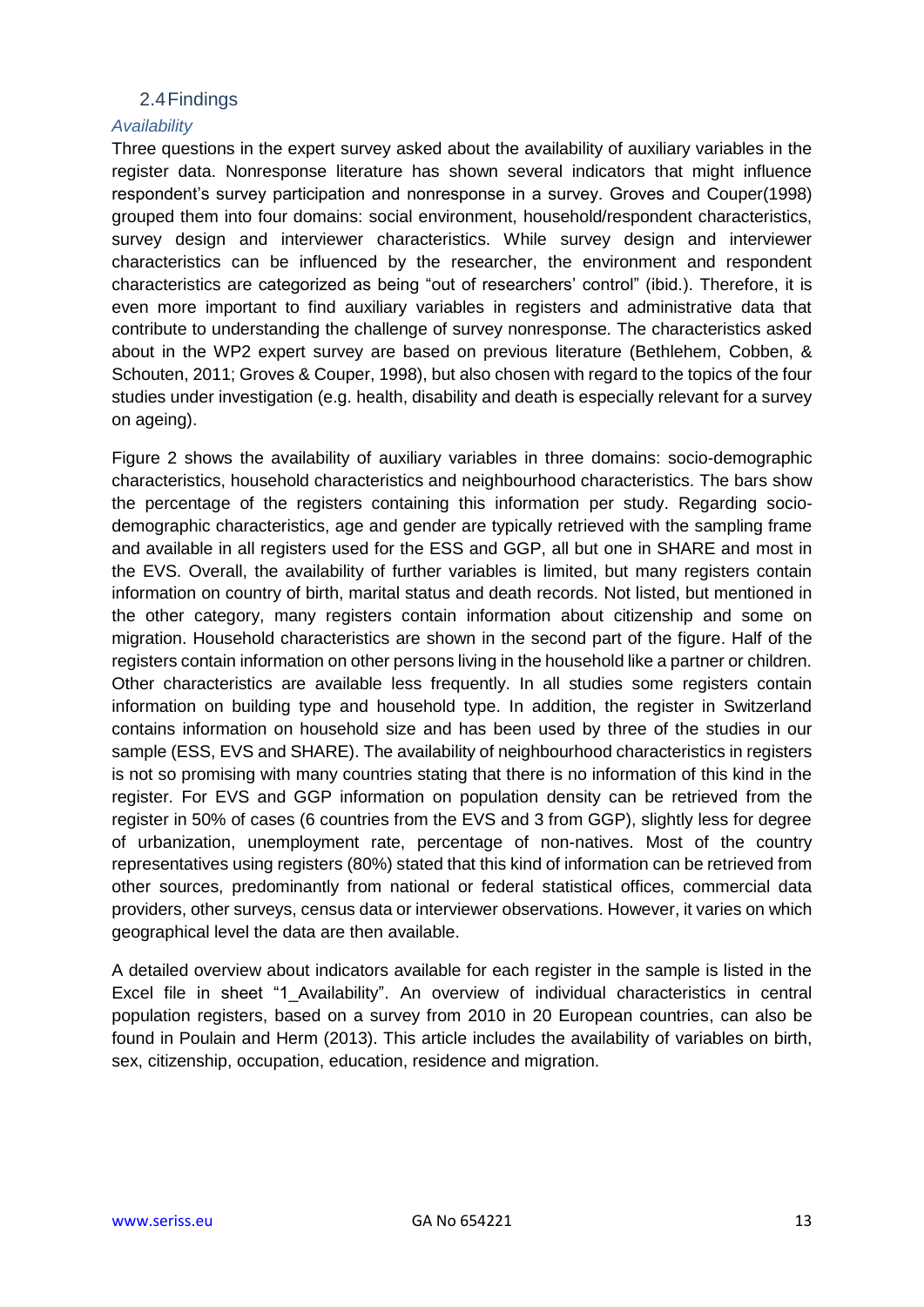## 2.4 Findings

### *Availability*

Three questions in the expert survey asked about the availability of auxiliary variables in the register data. Nonresponse literature has shown several indicators that might influence respondent's survey participation and nonresponse in a survey. Groves and Couper(1998) grouped them into four domains: social environment, household/respondent characteristics, survey design and interviewer characteristics. While survey design and interviewer characteristics can be influenced by the researcher, the environment and respondent characteristics are categorized as being "out of researchers' control" (ibid.). Therefore, it is even more important to find auxiliary variables in registers and administrative data that contribute to understanding the challenge of survey nonresponse. The characteristics asked about in the WP2 expert survey are based on previous literature (Bethlehem, Cobben, & Schouten, 2011; Groves & Couper, 1998), but also chosen with regard to the topics of the four studies under investigation (e.g. health, disability and death is especially relevant for a survey on ageing).

Figure 2 shows the availability of auxiliary variables in three domains: socio-demographic characteristics, household characteristics and neighbourhood characteristics. The bars show the percentage of the registers containing this information per study. Regarding socio-demographic characteristics, age and gender are typically retrieved with the sampling frame and available in all registers used for the ESS and GGP, all but one in SHARE and most in the EVS. Overall, the availability of further variables is limited, but many registers contain information on country of birth, marital status and death records. Not listed, but mentioned in the other category, many registers contain information about citizenship and some on migration. Household characteristics are shown in the second part of the figure. Half of the registers contain information on other persons living in the household like a partner or children. Other characteristics are available less frequently. In all studies some registers contain information on building type and household type. In addition, the register in Switzerland contains information on household size and has been used by three of the studies in our sample (ESS, EVS and SHARE). The availability of neighbourhood characteristics in registers is not so promising with many countries stating that there is no information of this kind in the register. For EVS and GGP information on population density can be retrieved from the register in 50% of cases (6 countries from the EVS and 3 from GGP), slightly less for degree of urbanization, unemployment rate, percentage of non-natives. Most of the country representatives using registers (80%) stated that this kind of information can be retrieved from other sources, predominantly from national or federal statistical offices, commercial data providers, other surveys, census data or interviewer observations. However, it varies on which geographical level the data are then available.

A detailed overview about indicators available for each register in the sample is listed in the Excel file in sheet "1_Availability". An overview of individual characteristics in central population registers, based on a survey from 2010 in 20 European countries, can also be found in Poulain and Herm (2013). This article includes the availability of variables on birth, sex, citizenship, occupation, education, residence and migration.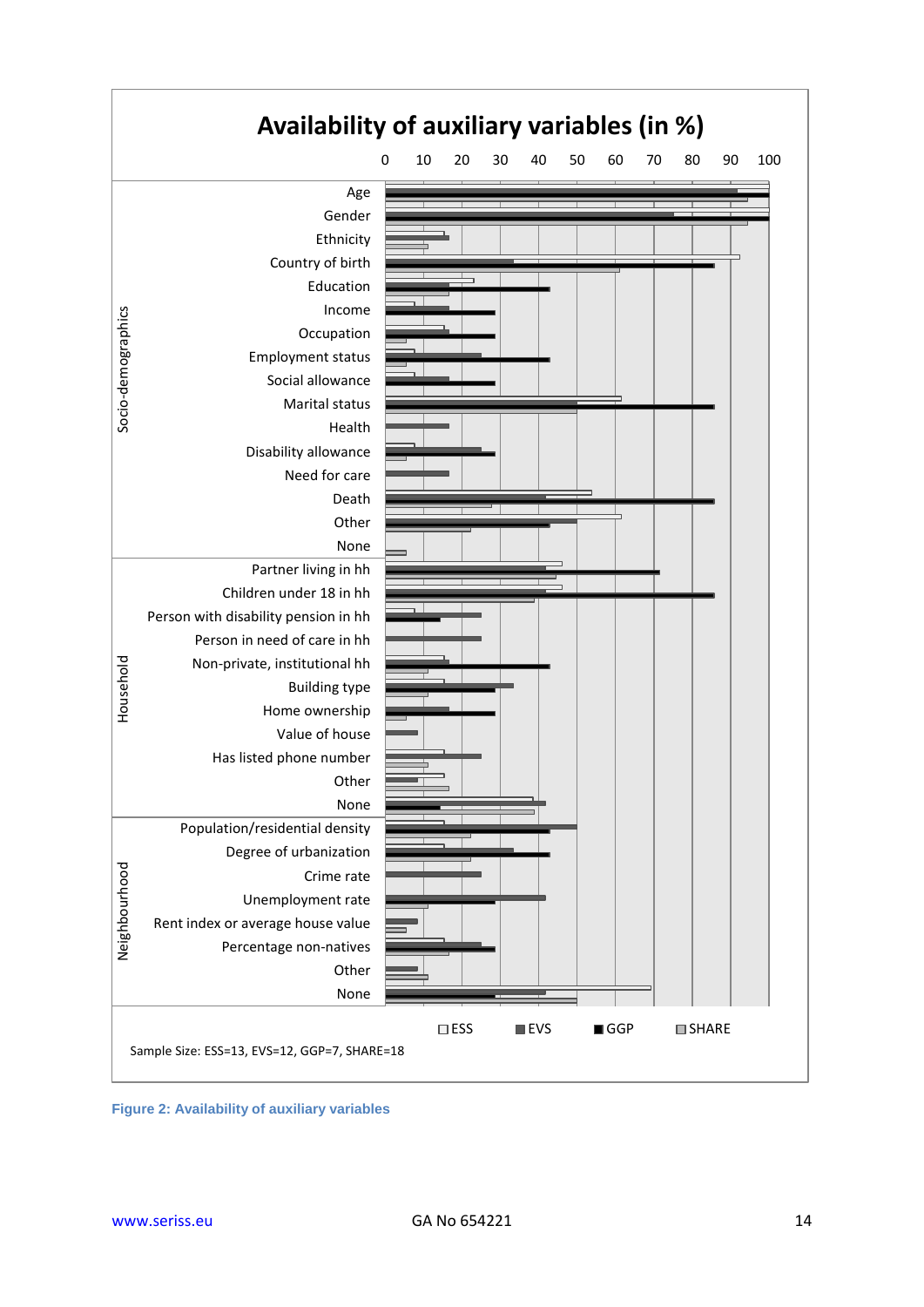**Availability of auxiliary variables (in %)**

Socio-demographics: Age, Gender, Ethnicity, Country of birth, Education, Income, Occupation, Employment status, Social allowance, Marital status, Health, Disability allowance, Need for care, Death, Other, None

Household: Partner living in hh, Children under 18 in hh, Person with disability pension in hh, Person in need of care in hh, Non-private, institutional hh, Building type, Home ownership, Value of house, Has listed phone number, Other, None

Neighbourhood: Population/residential density, Degree of urbanization, Crime rate, Unemployment rate, Rent index or average house value, Percentage non-natives, Other, None

☐ ESS ■ EVS ■ GGP ☐ SHARE

Sample Size: ESS=13, EVS=12, GGP=7, SHARE=18

**Figure 2: Availability of auxiliary variables**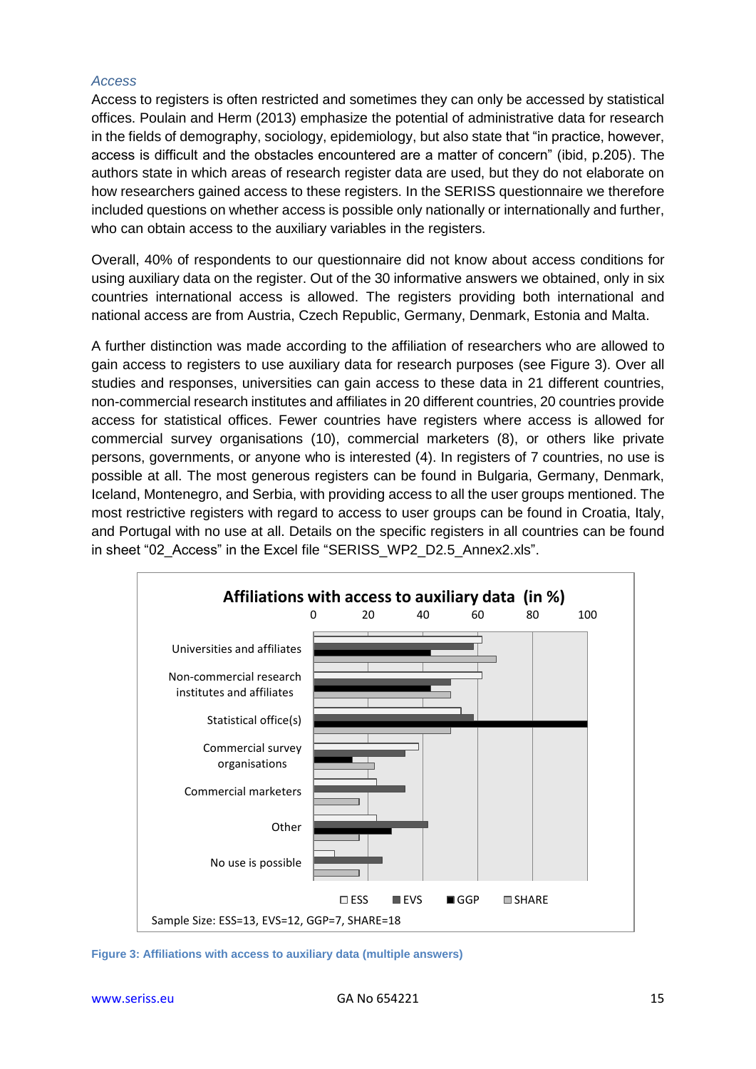### *Access*

Access to registers is often restricted and sometimes they can only be accessed by statistical offices. Poulain and Herm (2013) emphasize the potential of administrative data for research in the fields of demography, sociology, epidemiology, but also state that "in practice, however, access is difficult and the obstacles encountered are a matter of concern" (ibid, p.205). The authors state in which areas of research register data are used, but they do not elaborate on how researchers gained access to these registers. In the SERISS questionnaire we therefore included questions on whether access is possible only nationally or internationally and further, who can obtain access to the auxiliary variables in the registers.

Overall, 40% of respondents to our questionnaire did not know about access conditions for using auxiliary data on the register. Out of the 30 informative answers we obtained, only in six countries international access is allowed. The registers providing both international and national access are from Austria, Czech Republic, Germany, Denmark, Estonia and Malta.

A further distinction was made according to the affiliation of researchers who are allowed to gain access to registers to use auxiliary data for research purposes (see Figure 3). Over all studies and responses, universities can gain access to these data in 21 different countries, non-commercial research institutes and affiliates in 20 different countries, 20 countries provide access for statistical offices. Fewer countries have registers where access is allowed for commercial survey organisations (10), commercial marketers (8), or others like private persons, governments, or anyone who is interested (4). In registers of 7 countries, no use is possible at all. The most generous registers can be found in Bulgaria, Germany, Denmark, Iceland, Montenegro, and Serbia, with providing access to all the user groups mentioned. The most restrictive registers with regard to access to user groups can be found in Croatia, Italy, and Portugal with no use at all. Details on the specific registers in all countries can be found in sheet "02_Access" in the Excel file "SERISS_WP2_D2.5_Annex2.xls".

**Affiliations with access to auxiliary data (in %)**

| | ESS | EVS | GGP | SHARE |
|---|---|---|---|---|
| Universities and affiliates | 62 | 58 | 43 | 67 |
| Non-commercial research institutes and affiliates | 62 | 50 | 43 | 50 |
| Statistical office(s) | 54 | 58 | 100 | 50 |
| Commercial survey organisations | 38 | 33 | 14 | 22 |
| Commercial marketers | 23 | 33 | | 17 |
| Other | 23 | 42 | 29 | 17 |
| No use is possible | 8 | 25 | | 17 |

Sample Size: ESS=13, EVS=12, GGP=7, SHARE=18

Figure 3: Affiliations with access to auxiliary data (multiple answers)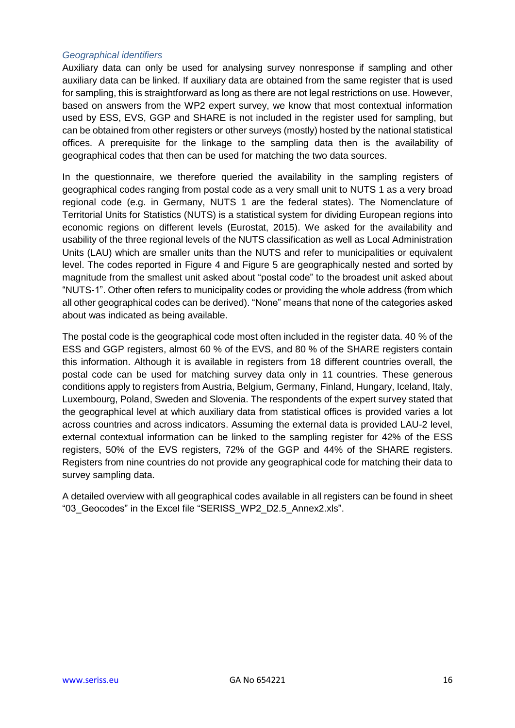*Geographical identifiers*

Auxiliary data can only be used for analysing survey nonresponse if sampling and other auxiliary data can be linked. If auxiliary data are obtained from the same register that is used for sampling, this is straightforward as long as there are not legal restrictions on use. However, based on answers from the WP2 expert survey, we know that most contextual information used by ESS, EVS, GGP and SHARE is not included in the register used for sampling, but can be obtained from other registers or other surveys (mostly) hosted by the national statistical offices. A prerequisite for the linkage to the sampling data then is the availability of geographical codes that then can be used for matching the two data sources.

In the questionnaire, we therefore queried the availability in the sampling registers of geographical codes ranging from postal code as a very small unit to NUTS 1 as a very broad regional code (e.g. in Germany, NUTS 1 are the federal states). The Nomenclature of Territorial Units for Statistics (NUTS) is a statistical system for dividing European regions into economic regions on different levels (Eurostat, 2015). We asked for the availability and usability of the three regional levels of the NUTS classification as well as Local Administration Units (LAU) which are smaller units than the NUTS and refer to municipalities or equivalent level. The codes reported in Figure 4 and Figure 5 are geographically nested and sorted by magnitude from the smallest unit asked about "postal code" to the broadest unit asked about "NUTS-1". Other often refers to municipality codes or providing the whole address (from which all other geographical codes can be derived). "None" means that none of the categories asked about was indicated as being available.

The postal code is the geographical code most often included in the register data. 40 % of the ESS and GGP registers, almost 60 % of the EVS, and 80 % of the SHARE registers contain this information. Although it is available in registers from 18 different countries overall, the postal code can be used for matching survey data only in 11 countries. These generous conditions apply to registers from Austria, Belgium, Germany, Finland, Hungary, Iceland, Italy, Luxembourg, Poland, Sweden and Slovenia. The respondents of the expert survey stated that the geographical level at which auxiliary data from statistical offices is provided varies a lot across countries and across indicators. Assuming the external data is provided LAU-2 level, external contextual information can be linked to the sampling register for 42% of the ESS registers, 50% of the EVS registers, 72% of the GGP and 44% of the SHARE registers. Registers from nine countries do not provide any geographical code for matching their data to survey sampling data.

A detailed overview with all geographical codes available in all registers can be found in sheet "03_Geocodes" in the Excel file "SERISS_WP2_D2.5_Annex2.xls".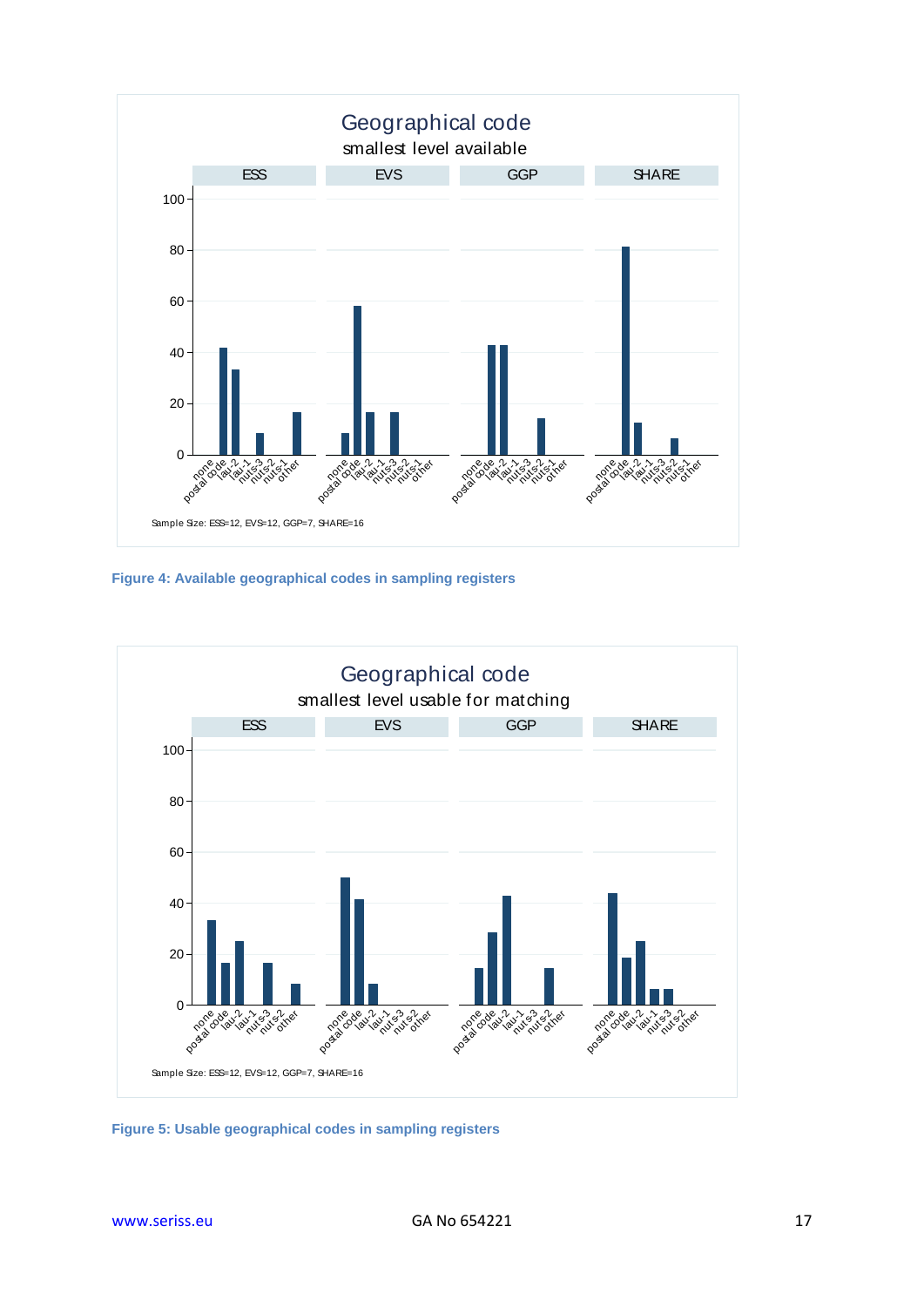Figure 4: Available geographical codes in sampling registers

Figure 5: Usable geographical codes in sampling registers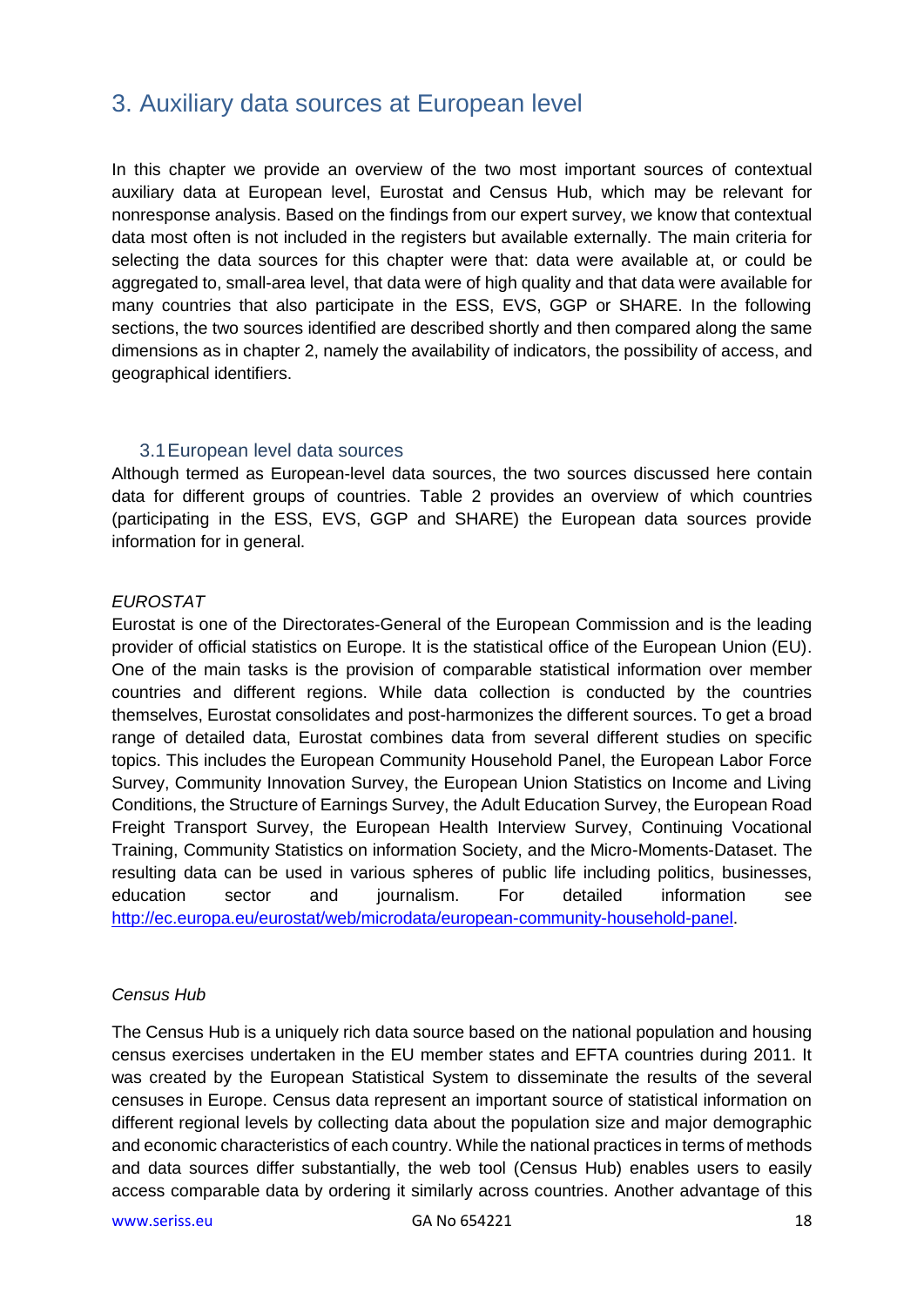# 3. Auxiliary data sources at European level

In this chapter we provide an overview of the two most important sources of contextual auxiliary data at European level, Eurostat and Census Hub, which may be relevant for nonresponse analysis. Based on the findings from our expert survey, we know that contextual data most often is not included in the registers but available externally. The main criteria for selecting the data sources for this chapter were that: data were available at, or could be aggregated to, small-area level, that data were of high quality and that data were available for many countries that also participate in the ESS, EVS, GGP or SHARE. In the following sections, the two sources identified are described shortly and then compared along the same dimensions as in chapter 2, namely the availability of indicators, the possibility of access, and geographical identifiers.

## 3.1 European level data sources

Although termed as European-level data sources, the two sources discussed here contain data for different groups of countries. Table 2 provides an overview of which countries (participating in the ESS, EVS, GGP and SHARE) the European data sources provide information for in general.

*EUROSTAT*

Eurostat is one of the Directorates-General of the European Commission and is the leading provider of official statistics on Europe. It is the statistical office of the European Union (EU). One of the main tasks is the provision of comparable statistical information over member countries and different regions. While data collection is conducted by the countries themselves, Eurostat consolidates and post-harmonizes the different sources. To get a broad range of detailed data, Eurostat combines data from several different studies on specific topics. This includes the European Community Household Panel, the European Labor Force Survey, Community Innovation Survey, the European Union Statistics on Income and Living Conditions, the Structure of Earnings Survey, the Adult Education Survey, the European Road Freight Transport Survey, the European Health Interview Survey, Continuing Vocational Training, Community Statistics on information Society, and the Micro-Moments-Dataset. The resulting data can be used in various spheres of public life including politics, businesses, education sector and journalism. For detailed information see http://ec.europa.eu/eurostat/web/microdata/european-community-household-panel.

*Census Hub*

The Census Hub is a uniquely rich data source based on the national population and housing census exercises undertaken in the EU member states and EFTA countries during 2011. It was created by the European Statistical System to disseminate the results of the several censuses in Europe. Census data represent an important source of statistical information on different regional levels by collecting data about the population size and major demographic and economic characteristics of each country. While the national practices in terms of methods and data sources differ substantially, the web tool (Census Hub) enables users to easily access comparable data by ordering it similarly across countries. Another advantage of this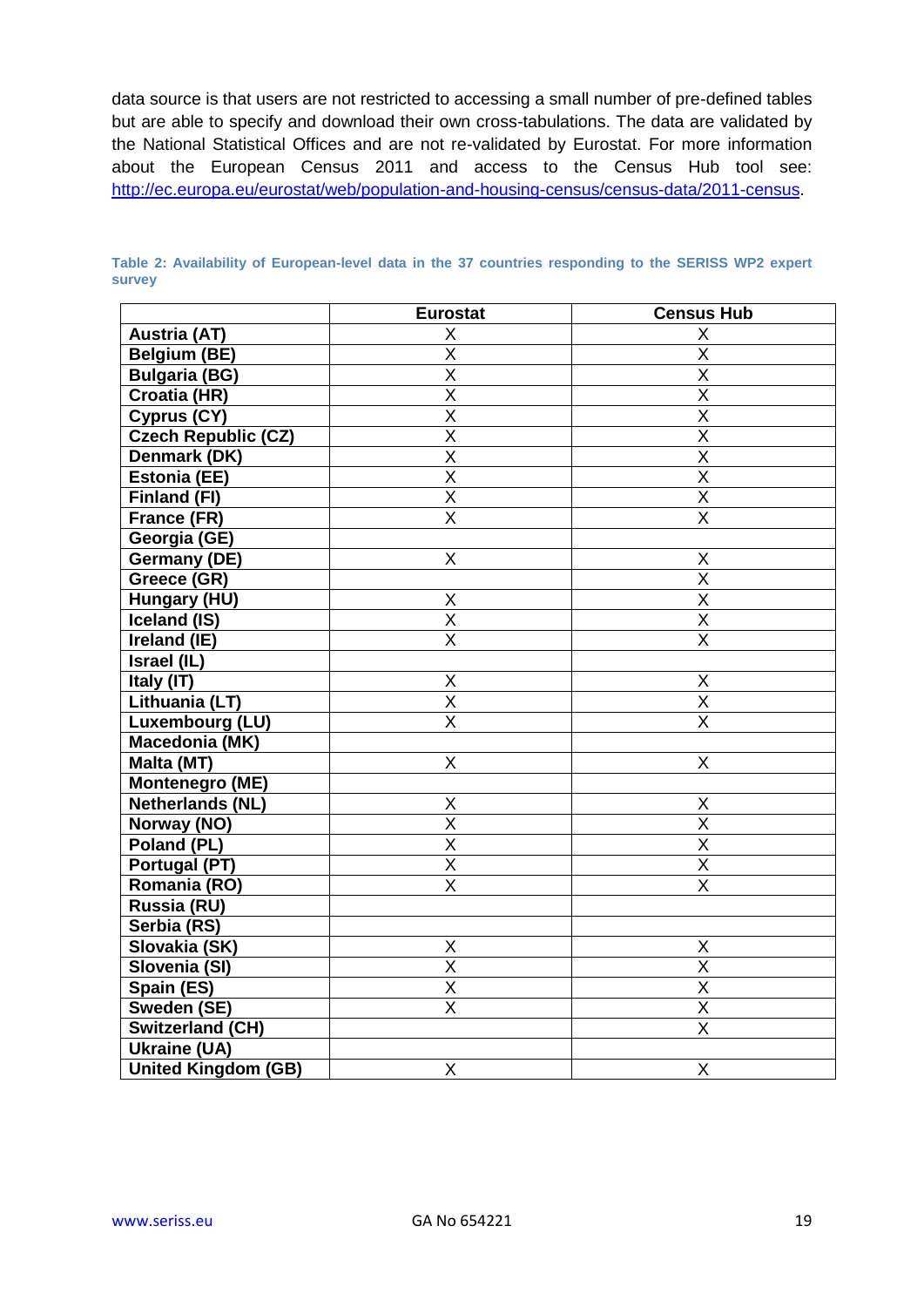data source is that users are not restricted to accessing a small number of pre-defined tables but are able to specify and download their own cross-tabulations. The data are validated by the National Statistical Offices and are not re-validated by Eurostat. For more information about the European Census 2011 and access to the Census Hub tool see: http://ec.europa.eu/eurostat/web/population-and-housing-census/census-data/2011-census.

**Table 2: Availability of European-level data in the 37 countries responding to the SERISS WP2 expert survey**

| | Eurostat | Census Hub |
|---|---|---|
| **Austria (AT)** | X | X |
| **Belgium (BE)** | X | X |
| **Bulgaria (BG)** | X | X |
| **Croatia (HR)** | X | X |
| **Cyprus (CY)** | X | X |
| **Czech Republic (CZ)** | X | X |
| **Denmark (DK)** | X | X |
| **Estonia (EE)** | X | X |
| **Finland (FI)** | X | X |
| **France (FR)** | X | X |
| **Georgia (GE)** | | |
| **Germany (DE)** | X | X |
| **Greece (GR)** | | X |
| **Hungary (HU)** | X | X |
| **Iceland (IS)** | X | X |
| **Ireland (IE)** | X | X |
| **Israel (IL)** | | |
| **Italy (IT)** | X | X |
| **Lithuania (LT)** | X | X |
| **Luxembourg (LU)** | X | X |
| **Macedonia (MK)** | | |
| **Malta (MT)** | X | X |
| **Montenegro (ME)** | | |
| **Netherlands (NL)** | X | X |
| **Norway (NO)** | X | X |
| **Poland (PL)** | X | X |
| **Portugal (PT)** | X | X |
| **Romania (RO)** | X | X |
| **Russia (RU)** | | |
| **Serbia (RS)** | | |
| **Slovakia (SK)** | X | X |
| **Slovenia (SI)** | X | X |
| **Spain (ES)** | X | X |
| **Sweden (SE)** | X | X |
| **Switzerland (CH)** | | X |
| **Ukraine (UA)** | | |
| **United Kingdom (GB)** | X | X |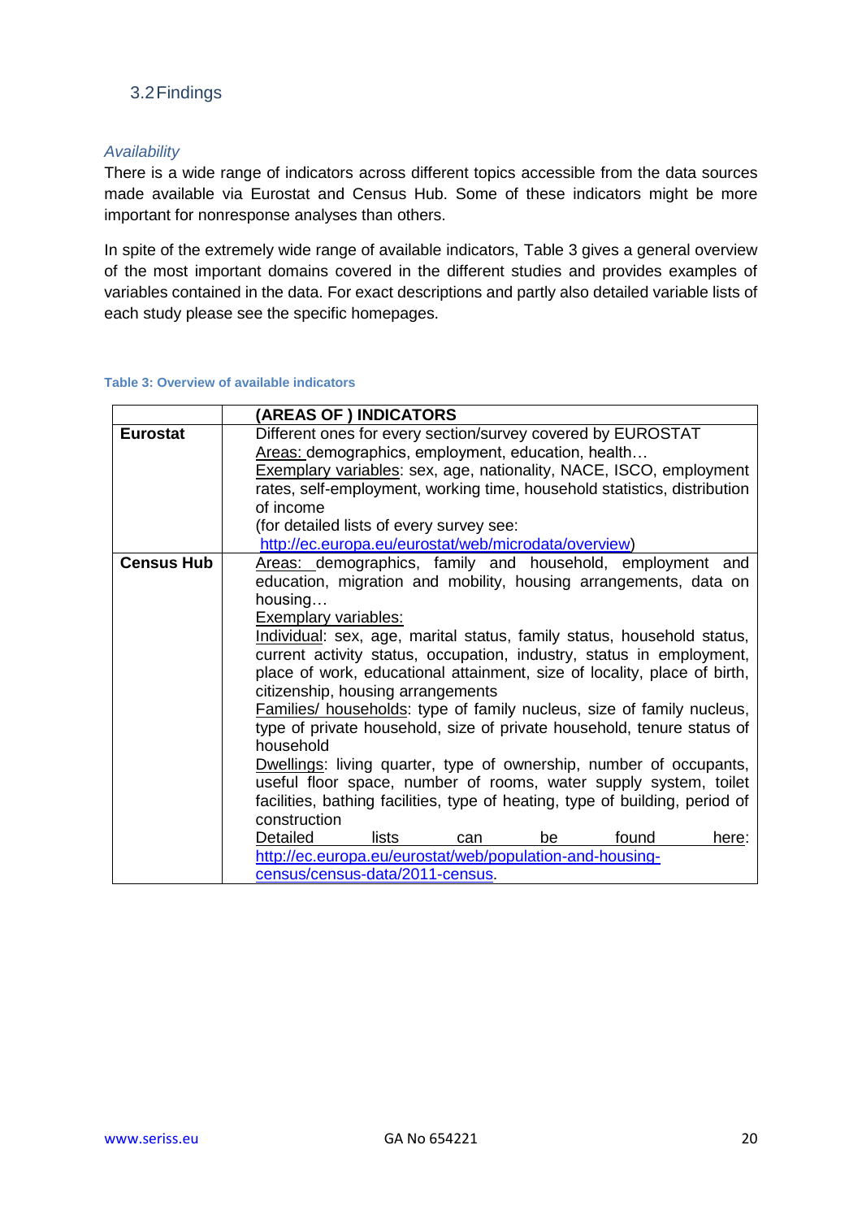## 3.2 Findings

*Availability*

There is a wide range of indicators across different topics accessible from the data sources made available via Eurostat and Census Hub. Some of these indicators might be more important for nonresponse analyses than others.

In spite of the extremely wide range of available indicators, Table 3 gives a general overview of the most important domains covered in the different studies and provides examples of variables contained in the data. For exact descriptions and partly also detailed variable lists of each study please see the specific homepages.

**Table 3: Overview of available indicators**

| | **(AREAS OF ) INDICATORS** |
|---|---|
| **Eurostat** | Different ones for every section/survey covered by EUROSTAT<br>Areas: demographics, employment, education, health…<br>Exemplary variables: sex, age, nationality, NACE, ISCO, employment rates, self-employment, working time, household statistics, distribution of income<br>(for detailed lists of every survey see: http://ec.europa.eu/eurostat/web/microdata/overview) |
| **Census Hub** | Areas: demographics, family and household, employment and education, migration and mobility, housing arrangements, data on housing…<br>Exemplary variables:<br>Individual: sex, age, marital status, family status, household status, current activity status, occupation, industry, status in employment, place of work, educational attainment, size of locality, place of birth, citizenship, housing arrangements<br>Families/ households: type of family nucleus, size of family nucleus, type of private household, size of private household, tenure status of household<br>Dwellings: living quarter, type of ownership, number of occupants, useful floor space, number of rooms, water supply system, toilet facilities, bathing facilities, type of heating, type of building, period of construction<br>Detailed lists can be found here: http://ec.europa.eu/eurostat/web/population-and-housing-census/census-data/2011-census. |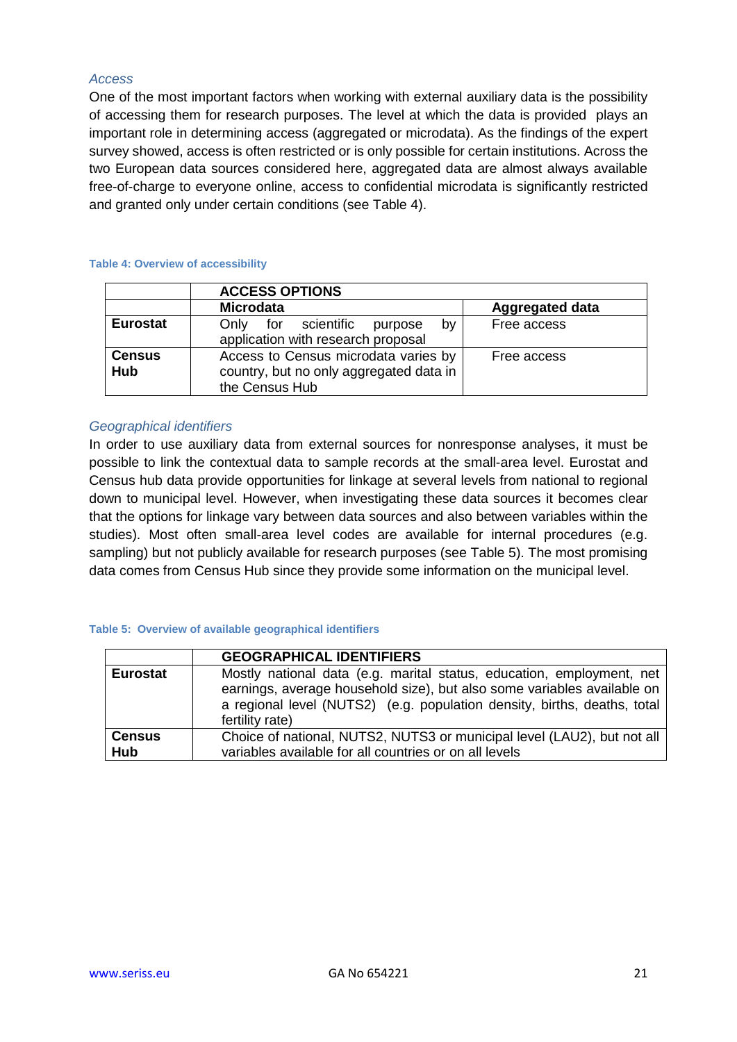*Access*

One of the most important factors when working with external auxiliary data is the possibility of accessing them for research purposes. The level at which the data is provided plays an important role in determining access (aggregated or microdata). As the findings of the expert survey showed, access is often restricted or is only possible for certain institutions. Across the two European data sources considered here, aggregated data are almost always available free-of-charge to everyone online, access to confidential microdata is significantly restricted and granted only under certain conditions (see Table 4).

**Table 4: Overview of accessibility**

| | **ACCESS OPTIONS** | |
|---|---|---|
| | **Microdata** | **Aggregated data** |
| **Eurostat** | Only for scientific purpose by application with research proposal | Free access |
| **Census Hub** | Access to Census microdata varies by country, but no only aggregated data in the Census Hub | Free access |

*Geographical identifiers*

In order to use auxiliary data from external sources for nonresponse analyses, it must be possible to link the contextual data to sample records at the small-area level. Eurostat and Census hub data provide opportunities for linkage at several levels from national to regional down to municipal level. However, when investigating these data sources it becomes clear that the options for linkage vary between data sources and also between variables within the studies). Most often small-area level codes are available for internal procedures (e.g. sampling) but not publicly available for research purposes (see Table 5). The most promising data comes from Census Hub since they provide some information on the municipal level.

**Table 5: Overview of available geographical identifiers**

| | **GEOGRAPHICAL IDENTIFIERS** |
|---|---|
| **Eurostat** | Mostly national data (e.g. marital status, education, employment, net earnings, average household size), but also some variables available on a regional level (NUTS2) (e.g. population density, births, deaths, total fertility rate) |
| **Census Hub** | Choice of national, NUTS2, NUTS3 or municipal level (LAU2), but not all variables available for all countries or on all levels |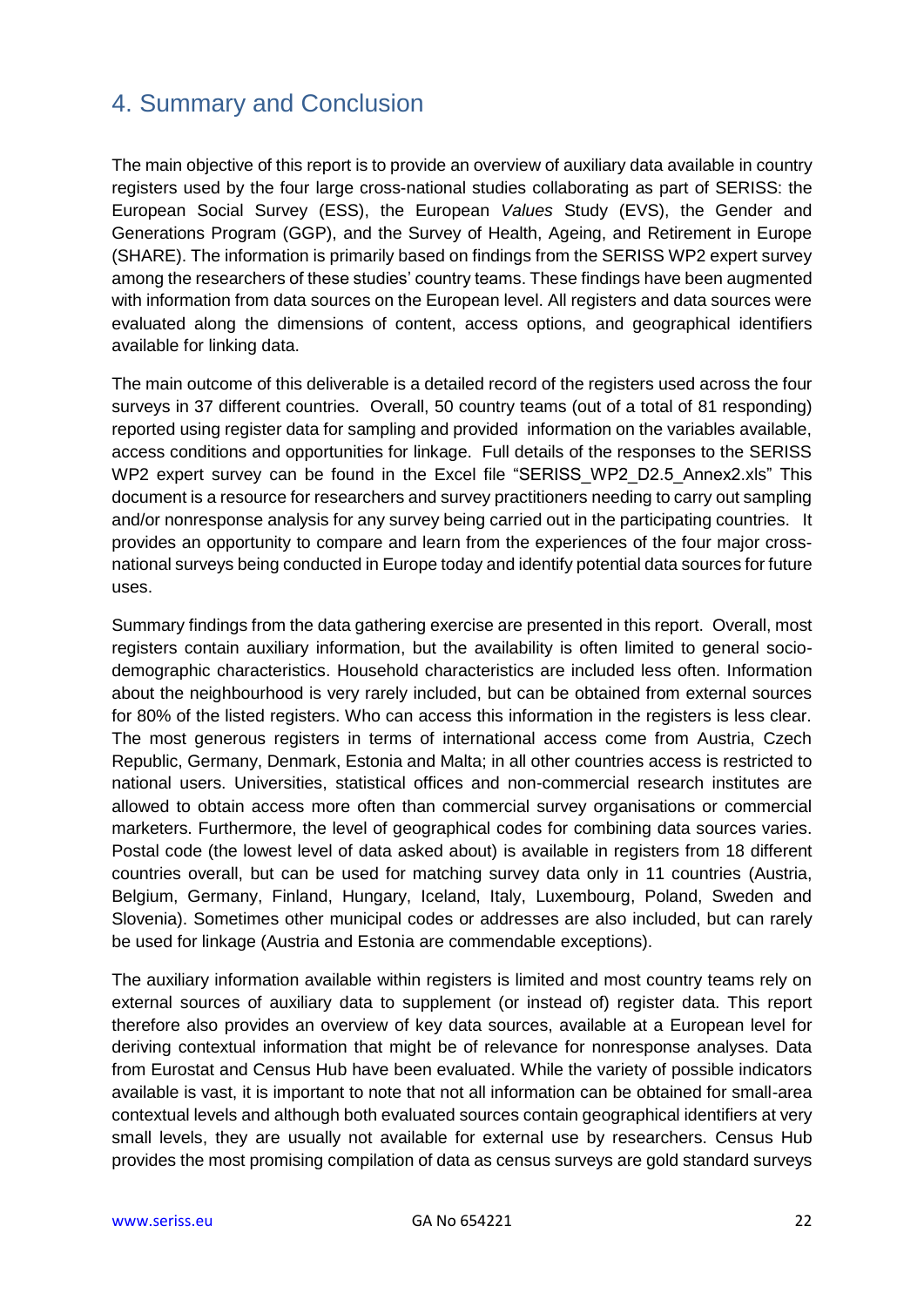# 4. Summary and Conclusion

The main objective of this report is to provide an overview of auxiliary data available in country registers used by the four large cross-national studies collaborating as part of SERISS: the European Social Survey (ESS), the European *Values* Study (EVS), the Gender and Generations Program (GGP), and the Survey of Health, Ageing, and Retirement in Europe (SHARE). The information is primarily based on findings from the SERISS WP2 expert survey among the researchers of these studies' country teams. These findings have been augmented with information from data sources on the European level. All registers and data sources were evaluated along the dimensions of content, access options, and geographical identifiers available for linking data.

The main outcome of this deliverable is a detailed record of the registers used across the four surveys in 37 different countries. Overall, 50 country teams (out of a total of 81 responding) reported using register data for sampling and provided information on the variables available, access conditions and opportunities for linkage. Full details of the responses to the SERISS WP2 expert survey can be found in the Excel file "SERISS_WP2_D2.5_Annex2.xls" This document is a resource for researchers and survey practitioners needing to carry out sampling and/or nonresponse analysis for any survey being carried out in the participating countries. It provides an opportunity to compare and learn from the experiences of the four major cross-national surveys being conducted in Europe today and identify potential data sources for future uses.

Summary findings from the data gathering exercise are presented in this report. Overall, most registers contain auxiliary information, but the availability is often limited to general socio-demographic characteristics. Household characteristics are included less often. Information about the neighbourhood is very rarely included, but can be obtained from external sources for 80% of the listed registers. Who can access this information in the registers is less clear. The most generous registers in terms of international access come from Austria, Czech Republic, Germany, Denmark, Estonia and Malta; in all other countries access is restricted to national users. Universities, statistical offices and non-commercial research institutes are allowed to obtain access more often than commercial survey organisations or commercial marketers. Furthermore, the level of geographical codes for combining data sources varies. Postal code (the lowest level of data asked about) is available in registers from 18 different countries overall, but can be used for matching survey data only in 11 countries (Austria, Belgium, Germany, Finland, Hungary, Iceland, Italy, Luxembourg, Poland, Sweden and Slovenia). Sometimes other municipal codes or addresses are also included, but can rarely be used for linkage (Austria and Estonia are commendable exceptions).

The auxiliary information available within registers is limited and most country teams rely on external sources of auxiliary data to supplement (or instead of) register data. This report therefore also provides an overview of key data sources, available at a European level for deriving contextual information that might be of relevance for nonresponse analyses. Data from Eurostat and Census Hub have been evaluated. While the variety of possible indicators available is vast, it is important to note that not all information can be obtained for small-area contextual levels and although both evaluated sources contain geographical identifiers at very small levels, they are usually not available for external use by researchers. Census Hub provides the most promising compilation of data as census surveys are gold standard surveys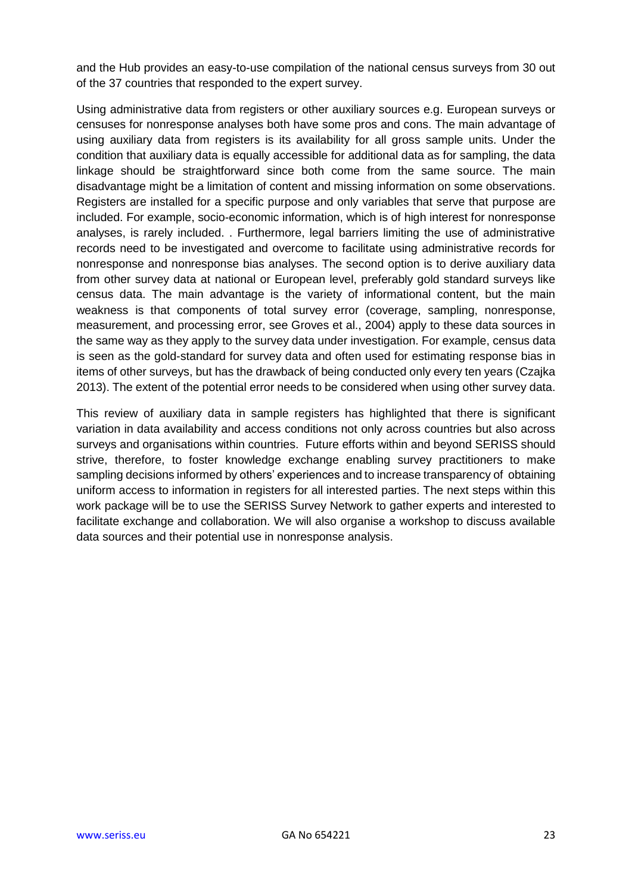and the Hub provides an easy-to-use compilation of the national census surveys from 30 out of the 37 countries that responded to the expert survey.

Using administrative data from registers or other auxiliary sources e.g. European surveys or censuses for nonresponse analyses both have some pros and cons. The main advantage of using auxiliary data from registers is its availability for all gross sample units. Under the condition that auxiliary data is equally accessible for additional data as for sampling, the data linkage should be straightforward since both come from the same source. The main disadvantage might be a limitation of content and missing information on some observations. Registers are installed for a specific purpose and only variables that serve that purpose are included. For example, socio-economic information, which is of high interest for nonresponse analyses, is rarely included. . Furthermore, legal barriers limiting the use of administrative records need to be investigated and overcome to facilitate using administrative records for nonresponse and nonresponse bias analyses. The second option is to derive auxiliary data from other survey data at national or European level, preferably gold standard surveys like census data. The main advantage is the variety of informational content, but the main weakness is that components of total survey error (coverage, sampling, nonresponse, measurement, and processing error, see Groves et al., 2004) apply to these data sources in the same way as they apply to the survey data under investigation. For example, census data is seen as the gold-standard for survey data and often used for estimating response bias in items of other surveys, but has the drawback of being conducted only every ten years (Czajka 2013). The extent of the potential error needs to be considered when using other survey data.

This review of auxiliary data in sample registers has highlighted that there is significant variation in data availability and access conditions not only across countries but also across surveys and organisations within countries. Future efforts within and beyond SERISS should strive, therefore, to foster knowledge exchange enabling survey practitioners to make sampling decisions informed by others' experiences and to increase transparency of obtaining uniform access to information in registers for all interested parties. The next steps within this work package will be to use the SERISS Survey Network to gather experts and interested to facilitate exchange and collaboration. We will also organise a workshop to discuss available data sources and their potential use in nonresponse analysis.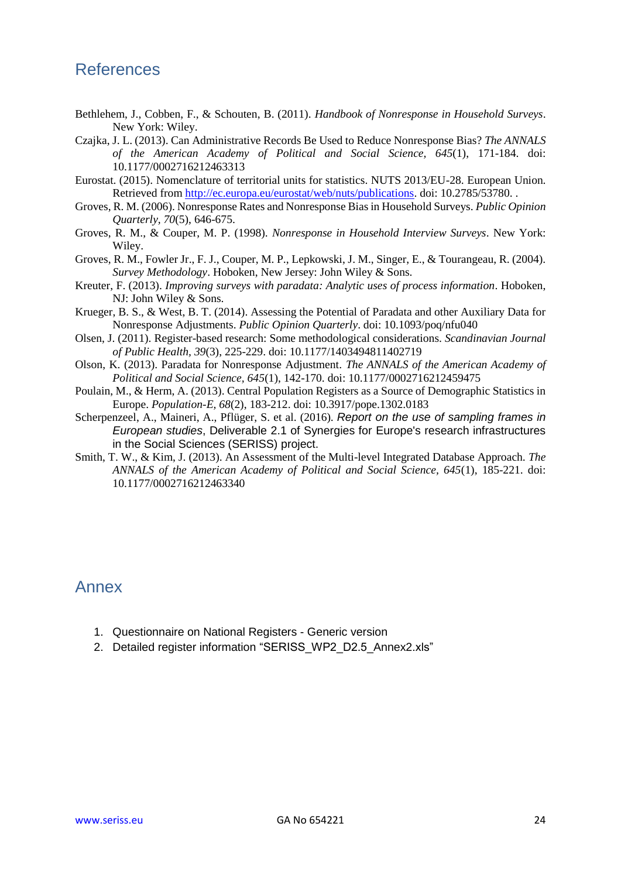## References

Bethlehem, J., Cobben, F., & Schouten, B. (2011). *Handbook of Nonresponse in Household Surveys*. New York: Wiley.

Czajka, J. L. (2013). Can Administrative Records Be Used to Reduce Nonresponse Bias? *The ANNALS of the American Academy of Political and Social Science, 645*(1), 171-184. doi: 10.1177/0002716212463313

Eurostat. (2015). Nomenclature of territorial units for statistics. NUTS 2013/EU-28. European Union. Retrieved from http://ec.europa.eu/eurostat/web/nuts/publications. doi: 10.2785/53780. .

Groves, R. M. (2006). Nonresponse Rates and Nonresponse Bias in Household Surveys. *Public Opinion Quarterly, 70*(5), 646-675.

Groves, R. M., & Couper, M. P. (1998). *Nonresponse in Household Interview Surveys*. New York: Wiley.

Groves, R. M., Fowler Jr., F. J., Couper, M. P., Lepkowski, J. M., Singer, E., & Tourangeau, R. (2004). *Survey Methodology*. Hoboken, New Jersey: John Wiley & Sons.

Kreuter, F. (2013). *Improving surveys with paradata: Analytic uses of process information*. Hoboken, NJ: John Wiley & Sons.

Krueger, B. S., & West, B. T. (2014). Assessing the Potential of Paradata and other Auxiliary Data for Nonresponse Adjustments. *Public Opinion Quarterly*. doi: 10.1093/poq/nfu040

Olsen, J. (2011). Register-based research: Some methodological considerations. *Scandinavian Journal of Public Health, 39*(3), 225-229. doi: 10.1177/1403494811402719

Olson, K. (2013). Paradata for Nonresponse Adjustment. *The ANNALS of the American Academy of Political and Social Science, 645*(1), 142-170. doi: 10.1177/0002716212459475

Poulain, M., & Herm, A. (2013). Central Population Registers as a Source of Demographic Statistics in Europe. *Population-E, 68*(2), 183-212. doi: 10.3917/pope.1302.0183

Scherpenzeel, A., Maineri, A., Pflüger, S. et al. (2016). *Report on the use of sampling frames in European studies*, Deliverable 2.1 of Synergies for Europe's research infrastructures in the Social Sciences (SERISS) project.

Smith, T. W., & Kim, J. (2013). An Assessment of the Multi-level Integrated Database Approach. *The ANNALS of the American Academy of Political and Social Science, 645*(1), 185-221. doi: 10.1177/0002716212463340

## Annex

1. Questionnaire on National Registers - Generic version
2. Detailed register information "SERISS_WP2_D2.5_Annex2.xls"